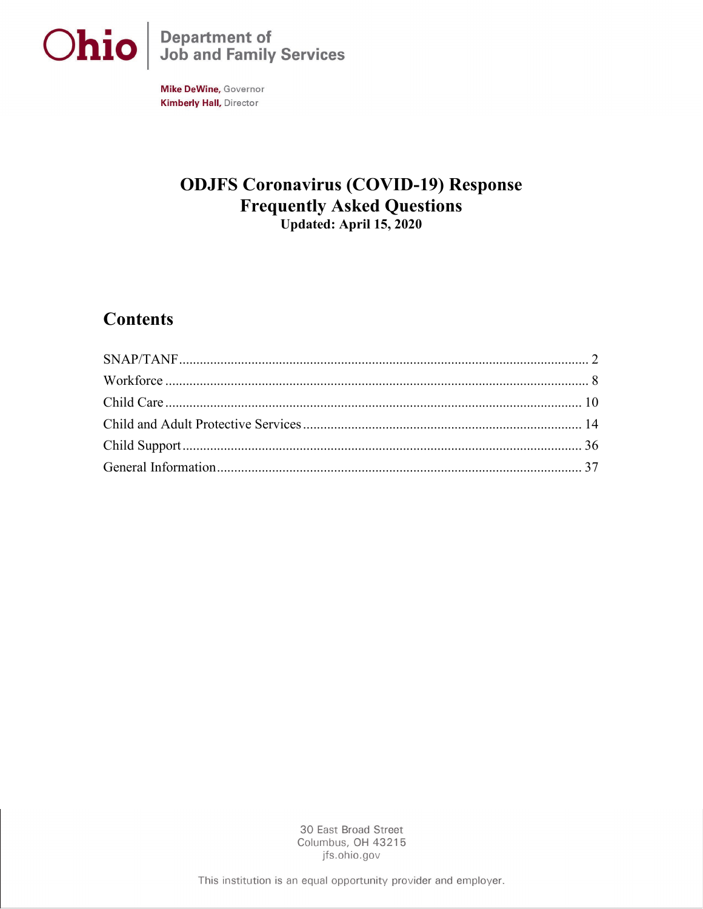Ohio | Department of Job and Family Services

**Mike DeWine,** Governor
**Kimberly Hall,** Director

# ODJFS Coronavirus (COVID-19) Response Frequently Asked Questions

**Updated: April 15, 2020**

## Contents

SNAP/TANF ..... 2
Workforce ..... 8
Child Care ..... 10
Child and Adult Protective Services ..... 14
Child Support ..... 36
General Information ..... 37

30 East Broad Street
Columbus, OH 43215
jfs.ohio.gov

This institution is an equal opportunity provider and employer.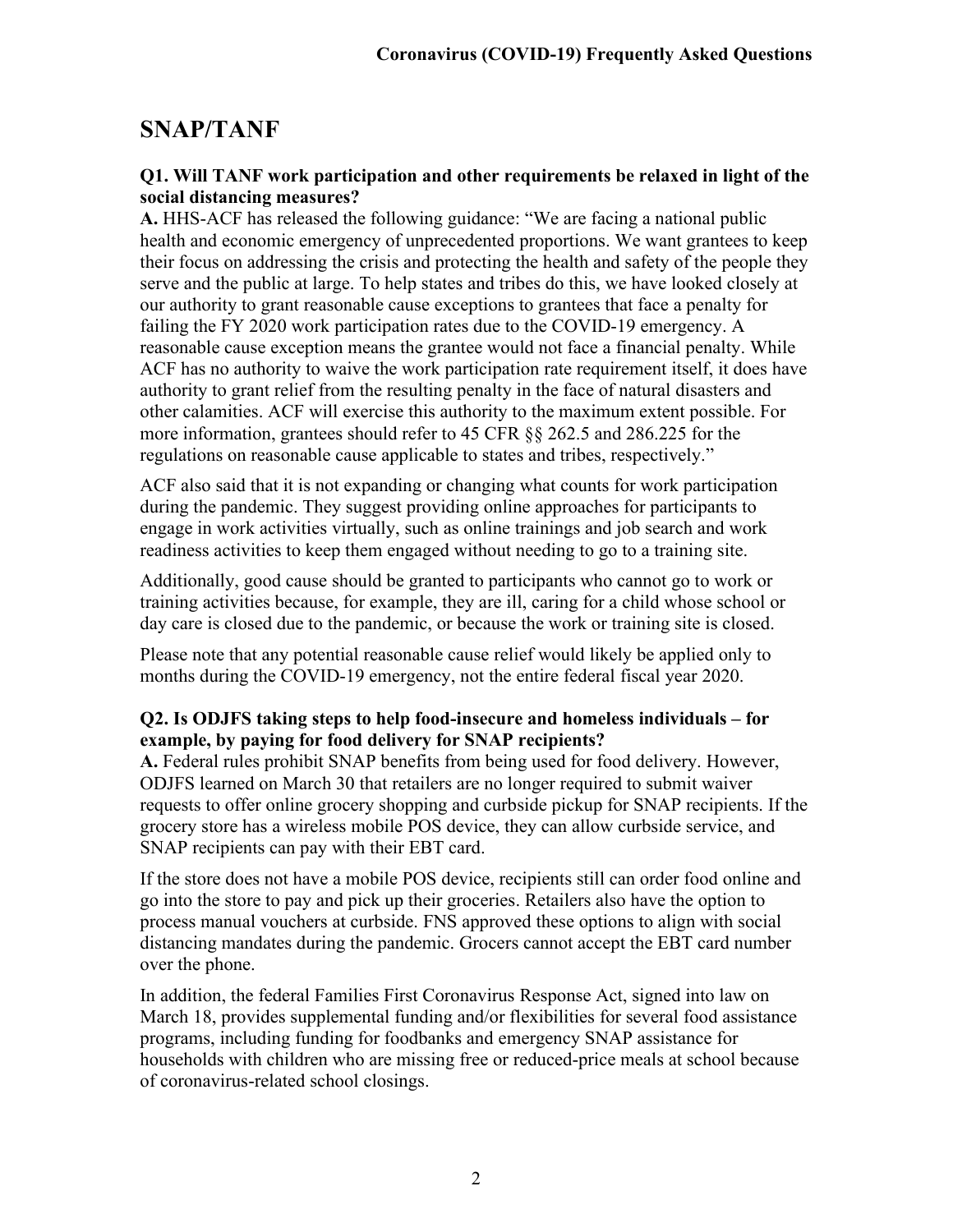# SNAP/TANF

**Q1. Will TANF work participation and other requirements be relaxed in light of the social distancing measures?**

**A.** HHS-ACF has released the following guidance: "We are facing a national public health and economic emergency of unprecedented proportions. We want grantees to keep their focus on addressing the crisis and protecting the health and safety of the people they serve and the public at large. To help states and tribes do this, we have looked closely at our authority to grant reasonable cause exceptions to grantees that face a penalty for failing the FY 2020 work participation rates due to the COVID-19 emergency. A reasonable cause exception means the grantee would not face a financial penalty. While ACF has no authority to waive the work participation rate requirement itself, it does have authority to grant relief from the resulting penalty in the face of natural disasters and other calamities. ACF will exercise this authority to the maximum extent possible. For more information, grantees should refer to 45 CFR §§ 262.5 and 286.225 for the regulations on reasonable cause applicable to states and tribes, respectively."

ACF also said that it is not expanding or changing what counts for work participation during the pandemic. They suggest providing online approaches for participants to engage in work activities virtually, such as online trainings and job search and work readiness activities to keep them engaged without needing to go to a training site.

Additionally, good cause should be granted to participants who cannot go to work or training activities because, for example, they are ill, caring for a child whose school or day care is closed due to the pandemic, or because the work or training site is closed.

Please note that any potential reasonable cause relief would likely be applied only to months during the COVID-19 emergency, not the entire federal fiscal year 2020.

**Q2. Is ODJFS taking steps to help food-insecure and homeless individuals – for example, by paying for food delivery for SNAP recipients?**

**A.** Federal rules prohibit SNAP benefits from being used for food delivery. However, ODJFS learned on March 30 that retailers are no longer required to submit waiver requests to offer online grocery shopping and curbside pickup for SNAP recipients. If the grocery store has a wireless mobile POS device, they can allow curbside service, and SNAP recipients can pay with their EBT card.

If the store does not have a mobile POS device, recipients still can order food online and go into the store to pay and pick up their groceries. Retailers also have the option to process manual vouchers at curbside. FNS approved these options to align with social distancing mandates during the pandemic. Grocers cannot accept the EBT card number over the phone.

In addition, the federal Families First Coronavirus Response Act, signed into law on March 18, provides supplemental funding and/or flexibilities for several food assistance programs, including funding for foodbanks and emergency SNAP assistance for households with children who are missing free or reduced-price meals at school because of coronavirus-related school closings.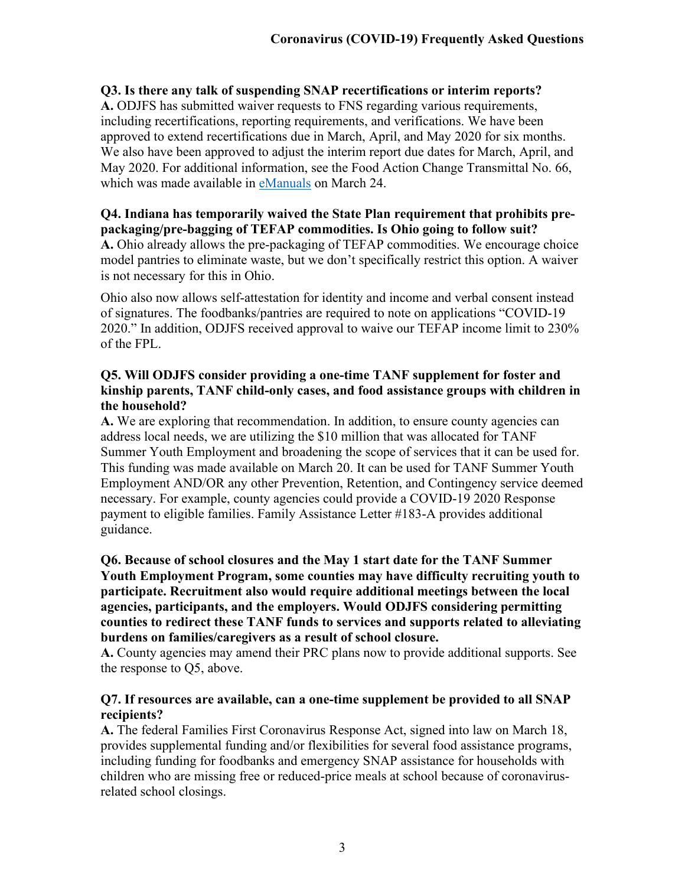**Q3. Is there any talk of suspending SNAP recertifications or interim reports?**
**A.** ODJFS has submitted waiver requests to FNS regarding various requirements, including recertifications, reporting requirements, and verifications. We have been approved to extend recertifications due in March, April, and May 2020 for six months. We also have been approved to adjust the interim report due dates for March, April, and May 2020. For additional information, see the Food Action Change Transmittal No. 66, which was made available in eManuals on March 24.

**Q4. Indiana has temporarily waived the State Plan requirement that prohibits pre-packaging/pre-bagging of TEFAP commodities. Is Ohio going to follow suit?**
**A.** Ohio already allows the pre-packaging of TEFAP commodities. We encourage choice model pantries to eliminate waste, but we don't specifically restrict this option. A waiver is not necessary for this in Ohio.

Ohio also now allows self-attestation for identity and income and verbal consent instead of signatures. The foodbanks/pantries are required to note on applications "COVID-19 2020." In addition, ODJFS received approval to waive our TEFAP income limit to 230% of the FPL.

**Q5. Will ODJFS consider providing a one-time TANF supplement for foster and kinship parents, TANF child-only cases, and food assistance groups with children in the household?**
**A.** We are exploring that recommendation. In addition, to ensure county agencies can address local needs, we are utilizing the $10 million that was allocated for TANF Summer Youth Employment and broadening the scope of services that it can be used for. This funding was made available on March 20. It can be used for TANF Summer Youth Employment AND/OR any other Prevention, Retention, and Contingency service deemed necessary. For example, county agencies could provide a COVID-19 2020 Response payment to eligible families. Family Assistance Letter #183-A provides additional guidance.

**Q6. Because of school closures and the May 1 start date for the TANF Summer Youth Employment Program, some counties may have difficulty recruiting youth to participate. Recruitment also would require additional meetings between the local agencies, participants, and the employers. Would ODJFS considering permitting counties to redirect these TANF funds to services and supports related to alleviating burdens on families/caregivers as a result of school closure.**
**A.** County agencies may amend their PRC plans now to provide additional supports. See the response to Q5, above.

**Q7. If resources are available, can a one-time supplement be provided to all SNAP recipients?**
**A.** The federal Families First Coronavirus Response Act, signed into law on March 18, provides supplemental funding and/or flexibilities for several food assistance programs, including funding for foodbanks and emergency SNAP assistance for households with children who are missing free or reduced-price meals at school because of coronavirus-related school closings.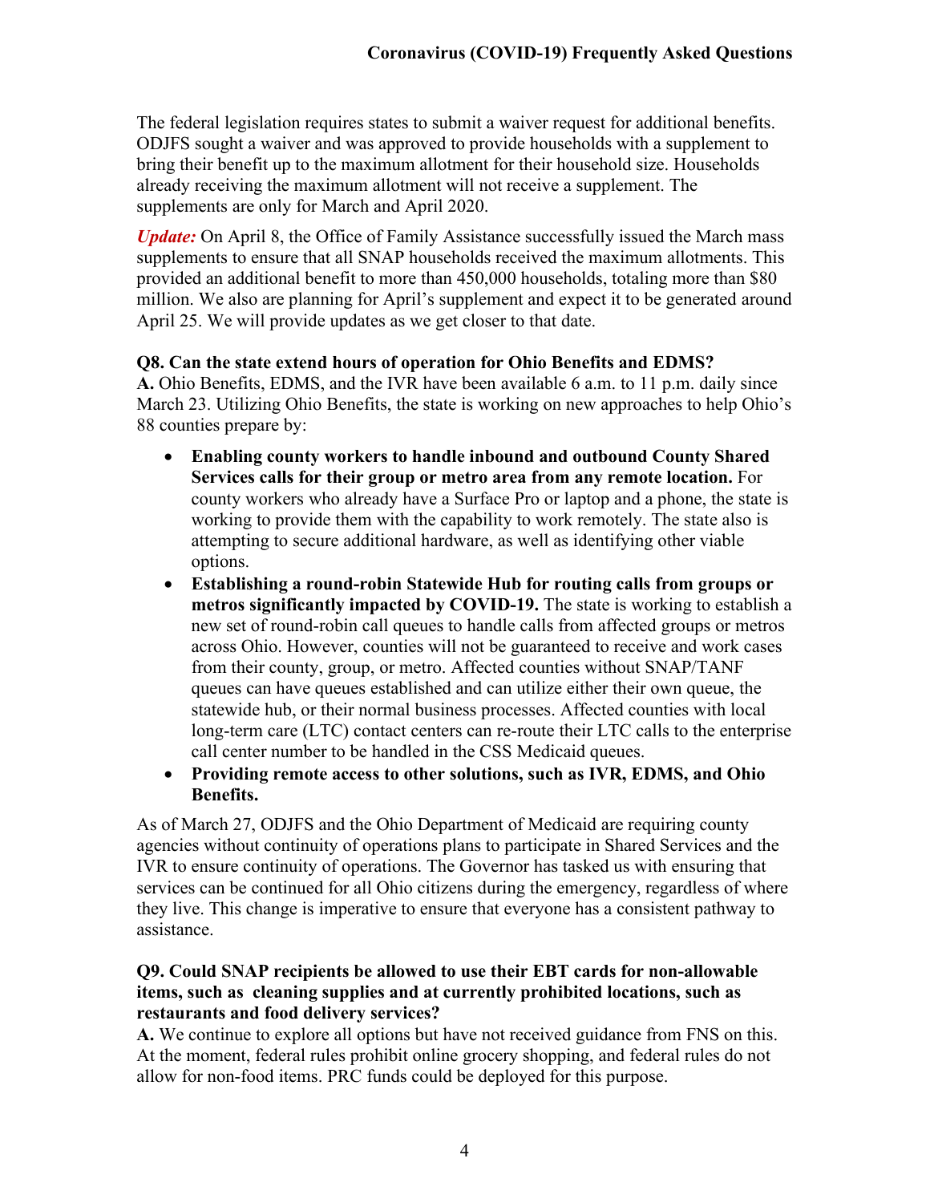The federal legislation requires states to submit a waiver request for additional benefits. ODJFS sought a waiver and was approved to provide households with a supplement to bring their benefit up to the maximum allotment for their household size. Households already receiving the maximum allotment will not receive a supplement. The supplements are only for March and April 2020.

***Update:*** On April 8, the Office of Family Assistance successfully issued the March mass supplements to ensure that all SNAP households received the maximum allotments. This provided an additional benefit to more than 450,000 households, totaling more than $80 million. We also are planning for April's supplement and expect it to be generated around April 25. We will provide updates as we get closer to that date.

**Q8. Can the state extend hours of operation for Ohio Benefits and EDMS?**
**A.** Ohio Benefits, EDMS, and the IVR have been available 6 a.m. to 11 p.m. daily since March 23. Utilizing Ohio Benefits, the state is working on new approaches to help Ohio's 88 counties prepare by:

- **Enabling county workers to handle inbound and outbound County Shared Services calls for their group or metro area from any remote location.** For county workers who already have a Surface Pro or laptop and a phone, the state is working to provide them with the capability to work remotely. The state also is attempting to secure additional hardware, as well as identifying other viable options.
- **Establishing a round-robin Statewide Hub for routing calls from groups or metros significantly impacted by COVID-19.** The state is working to establish a new set of round-robin call queues to handle calls from affected groups or metros across Ohio. However, counties will not be guaranteed to receive and work cases from their county, group, or metro. Affected counties without SNAP/TANF queues can have queues established and can utilize either their own queue, the statewide hub, or their normal business processes. Affected counties with local long-term care (LTC) contact centers can re-route their LTC calls to the enterprise call center number to be handled in the CSS Medicaid queues.
- **Providing remote access to other solutions, such as IVR, EDMS, and Ohio Benefits.**

As of March 27, ODJFS and the Ohio Department of Medicaid are requiring county agencies without continuity of operations plans to participate in Shared Services and the IVR to ensure continuity of operations. The Governor has tasked us with ensuring that services can be continued for all Ohio citizens during the emergency, regardless of where they live. This change is imperative to ensure that everyone has a consistent pathway to assistance.

**Q9. Could SNAP recipients be allowed to use their EBT cards for non-allowable items, such as cleaning supplies and at currently prohibited locations, such as restaurants and food delivery services?**
**A.** We continue to explore all options but have not received guidance from FNS on this. At the moment, federal rules prohibit online grocery shopping, and federal rules do not allow for non-food items. PRC funds could be deployed for this purpose.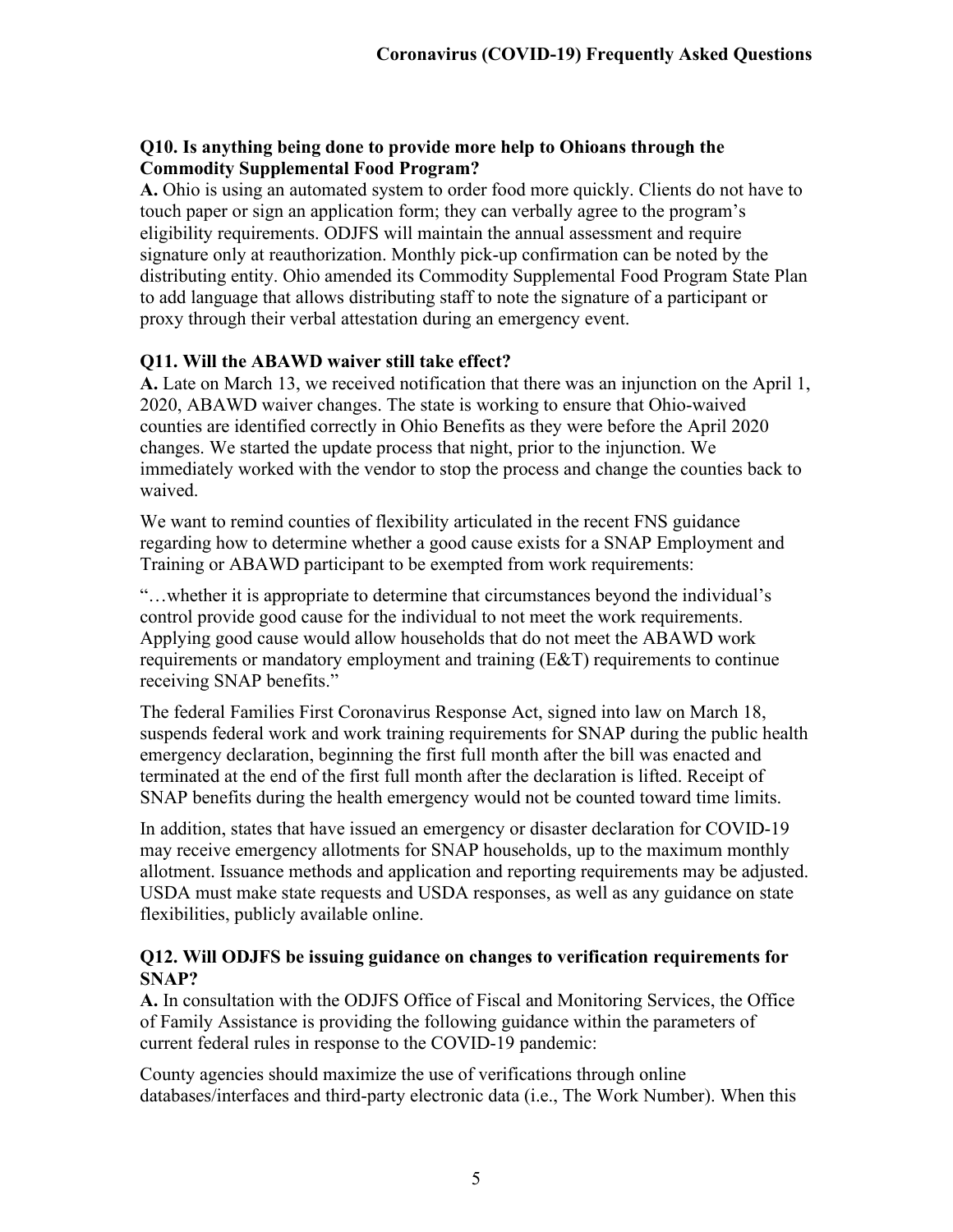**Q10. Is anything being done to provide more help to Ohioans through the Commodity Supplemental Food Program?**

**A.** Ohio is using an automated system to order food more quickly. Clients do not have to touch paper or sign an application form; they can verbally agree to the program's eligibility requirements. ODJFS will maintain the annual assessment and require signature only at reauthorization. Monthly pick-up confirmation can be noted by the distributing entity. Ohio amended its Commodity Supplemental Food Program State Plan to add language that allows distributing staff to note the signature of a participant or proxy through their verbal attestation during an emergency event.

**Q11. Will the ABAWD waiver still take effect?**

**A.** Late on March 13, we received notification that there was an injunction on the April 1, 2020, ABAWD waiver changes. The state is working to ensure that Ohio-waived counties are identified correctly in Ohio Benefits as they were before the April 2020 changes. We started the update process that night, prior to the injunction. We immediately worked with the vendor to stop the process and change the counties back to waived.

We want to remind counties of flexibility articulated in the recent FNS guidance regarding how to determine whether a good cause exists for a SNAP Employment and Training or ABAWD participant to be exempted from work requirements:

"…whether it is appropriate to determine that circumstances beyond the individual's control provide good cause for the individual to not meet the work requirements. Applying good cause would allow households that do not meet the ABAWD work requirements or mandatory employment and training (E&T) requirements to continue receiving SNAP benefits."

The federal Families First Coronavirus Response Act, signed into law on March 18, suspends federal work and work training requirements for SNAP during the public health emergency declaration, beginning the first full month after the bill was enacted and terminated at the end of the first full month after the declaration is lifted. Receipt of SNAP benefits during the health emergency would not be counted toward time limits.

In addition, states that have issued an emergency or disaster declaration for COVID-19 may receive emergency allotments for SNAP households, up to the maximum monthly allotment. Issuance methods and application and reporting requirements may be adjusted. USDA must make state requests and USDA responses, as well as any guidance on state flexibilities, publicly available online.

**Q12. Will ODJFS be issuing guidance on changes to verification requirements for SNAP?**

**A.** In consultation with the ODJFS Office of Fiscal and Monitoring Services, the Office of Family Assistance is providing the following guidance within the parameters of current federal rules in response to the COVID-19 pandemic:

County agencies should maximize the use of verifications through online databases/interfaces and third-party electronic data (i.e., The Work Number). When this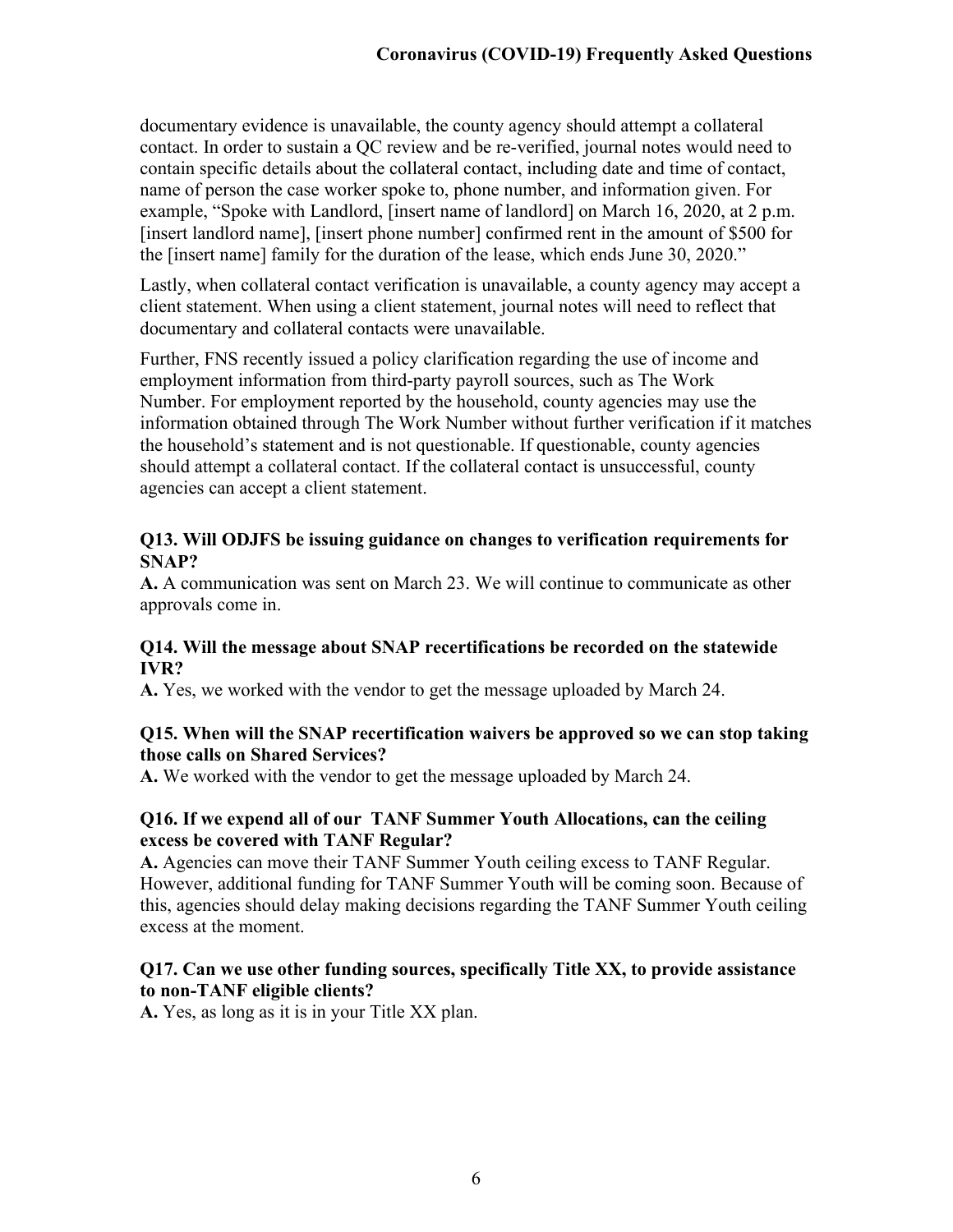documentary evidence is unavailable, the county agency should attempt a collateral contact. In order to sustain a QC review and be re-verified, journal notes would need to contain specific details about the collateral contact, including date and time of contact, name of person the case worker spoke to, phone number, and information given. For example, "Spoke with Landlord, [insert name of landlord] on March 16, 2020, at 2 p.m. [insert landlord name], [insert phone number] confirmed rent in the amount of $500 for the [insert name] family for the duration of the lease, which ends June 30, 2020."

Lastly, when collateral contact verification is unavailable, a county agency may accept a client statement. When using a client statement, journal notes will need to reflect that documentary and collateral contacts were unavailable.

Further, FNS recently issued a policy clarification regarding the use of income and employment information from third-party payroll sources, such as The Work Number. For employment reported by the household, county agencies may use the information obtained through The Work Number without further verification if it matches the household's statement and is not questionable. If questionable, county agencies should attempt a collateral contact. If the collateral contact is unsuccessful, county agencies can accept a client statement.

**Q13. Will ODJFS be issuing guidance on changes to verification requirements for SNAP?**
**A.** A communication was sent on March 23. We will continue to communicate as other approvals come in.

**Q14. Will the message about SNAP recertifications be recorded on the statewide IVR?**
**A.** Yes, we worked with the vendor to get the message uploaded by March 24.

**Q15. When will the SNAP recertification waivers be approved so we can stop taking those calls on Shared Services?**
**A.** We worked with the vendor to get the message uploaded by March 24.

**Q16. If we expend all of our TANF Summer Youth Allocations, can the ceiling excess be covered with TANF Regular?**
**A.** Agencies can move their TANF Summer Youth ceiling excess to TANF Regular. However, additional funding for TANF Summer Youth will be coming soon. Because of this, agencies should delay making decisions regarding the TANF Summer Youth ceiling excess at the moment.

**Q17. Can we use other funding sources, specifically Title XX, to provide assistance to non-TANF eligible clients?**
**A.** Yes, as long as it is in your Title XX plan.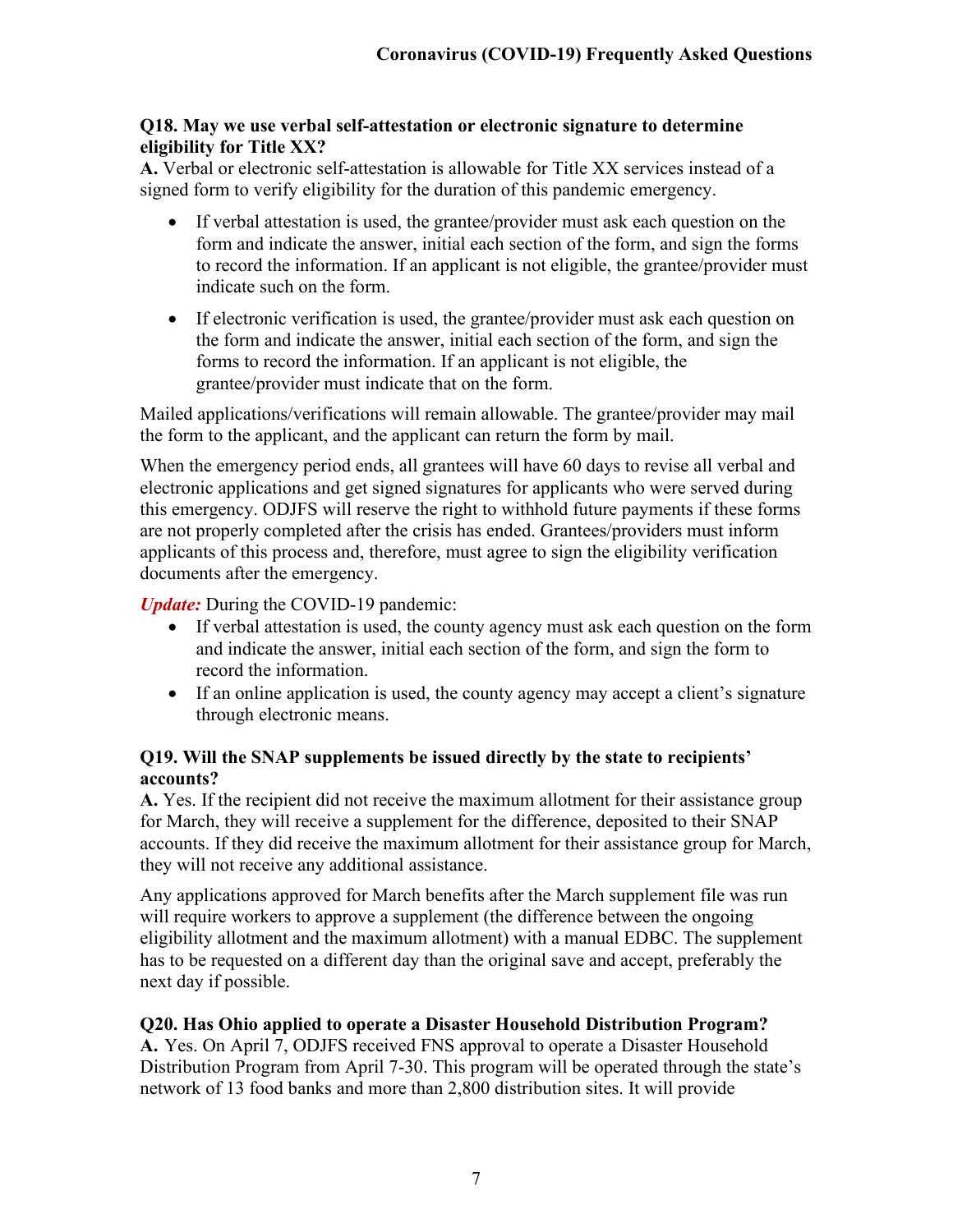**Q18. May we use verbal self-attestation or electronic signature to determine eligibility for Title XX?**

**A.** Verbal or electronic self-attestation is allowable for Title XX services instead of a signed form to verify eligibility for the duration of this pandemic emergency.

- If verbal attestation is used, the grantee/provider must ask each question on the form and indicate the answer, initial each section of the form, and sign the forms to record the information. If an applicant is not eligible, the grantee/provider must indicate such on the form.
- If electronic verification is used, the grantee/provider must ask each question on the form and indicate the answer, initial each section of the form, and sign the forms to record the information. If an applicant is not eligible, the grantee/provider must indicate that on the form.

Mailed applications/verifications will remain allowable. The grantee/provider may mail the form to the applicant, and the applicant can return the form by mail.

When the emergency period ends, all grantees will have 60 days to revise all verbal and electronic applications and get signed signatures for applicants who were served during this emergency. ODJFS will reserve the right to withhold future payments if these forms are not properly completed after the crisis has ended. Grantees/providers must inform applicants of this process and, therefore, must agree to sign the eligibility verification documents after the emergency.

***Update:*** During the COVID-19 pandemic:

- If verbal attestation is used, the county agency must ask each question on the form and indicate the answer, initial each section of the form, and sign the form to record the information.
- If an online application is used, the county agency may accept a client's signature through electronic means.

**Q19. Will the SNAP supplements be issued directly by the state to recipients' accounts?**

**A.** Yes. If the recipient did not receive the maximum allotment for their assistance group for March, they will receive a supplement for the difference, deposited to their SNAP accounts. If they did receive the maximum allotment for their assistance group for March, they will not receive any additional assistance.

Any applications approved for March benefits after the March supplement file was run will require workers to approve a supplement (the difference between the ongoing eligibility allotment and the maximum allotment) with a manual EDBC. The supplement has to be requested on a different day than the original save and accept, preferably the next day if possible.

**Q20. Has Ohio applied to operate a Disaster Household Distribution Program?**

**A.** Yes. On April 7, ODJFS received FNS approval to operate a Disaster Household Distribution Program from April 7-30. This program will be operated through the state's network of 13 food banks and more than 2,800 distribution sites. It will provide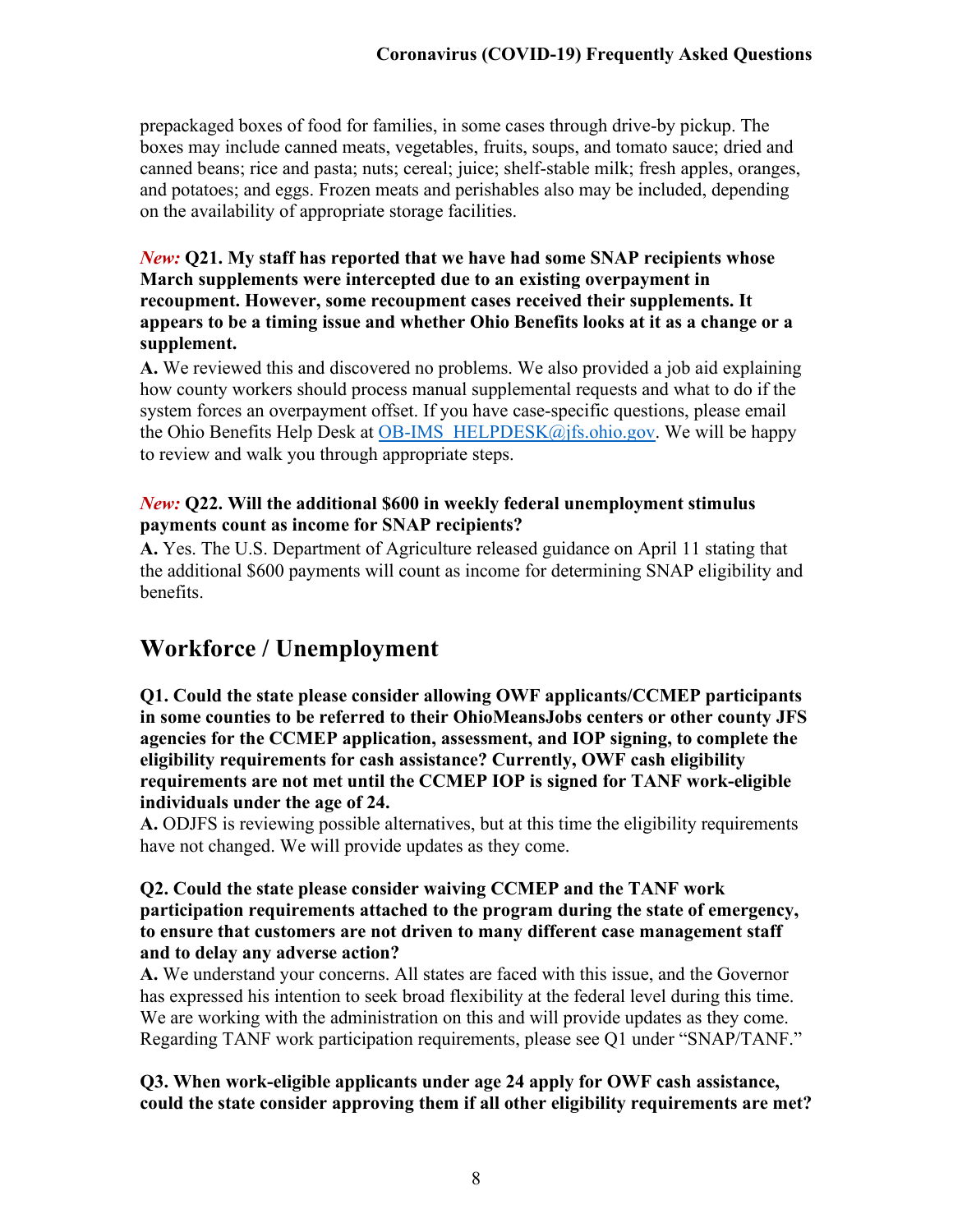prepackaged boxes of food for families, in some cases through drive-by pickup. The boxes may include canned meats, vegetables, fruits, soups, and tomato sauce; dried and canned beans; rice and pasta; nuts; cereal; juice; shelf-stable milk; fresh apples, oranges, and potatoes; and eggs. Frozen meats and perishables also may be included, depending on the availability of appropriate storage facilities.

***New:*** **Q21. My staff has reported that we have had some SNAP recipients whose March supplements were intercepted due to an existing overpayment in recoupment. However, some recoupment cases received their supplements. It appears to be a timing issue and whether Ohio Benefits looks at it as a change or a supplement.**

**A.** We reviewed this and discovered no problems. We also provided a job aid explaining how county workers should process manual supplemental requests and what to do if the system forces an overpayment offset. If you have case-specific questions, please email the Ohio Benefits Help Desk at OB-IMS_HELPDESK@jfs.ohio.gov. We will be happy to review and walk you through appropriate steps.

***New:*** **Q22. Will the additional $600 in weekly federal unemployment stimulus payments count as income for SNAP recipients?**

**A.** Yes. The U.S. Department of Agriculture released guidance on April 11 stating that the additional $600 payments will count as income for determining SNAP eligibility and benefits.

## Workforce / Unemployment

**Q1. Could the state please consider allowing OWF applicants/CCMEP participants in some counties to be referred to their OhioMeansJobs centers or other county JFS agencies for the CCMEP application, assessment, and IOP signing, to complete the eligibility requirements for cash assistance? Currently, OWF cash eligibility requirements are not met until the CCMEP IOP is signed for TANF work-eligible individuals under the age of 24.**

**A.** ODJFS is reviewing possible alternatives, but at this time the eligibility requirements have not changed. We will provide updates as they come.

**Q2. Could the state please consider waiving CCMEP and the TANF work participation requirements attached to the program during the state of emergency, to ensure that customers are not driven to many different case management staff and to delay any adverse action?**

**A.** We understand your concerns. All states are faced with this issue, and the Governor has expressed his intention to seek broad flexibility at the federal level during this time. We are working with the administration on this and will provide updates as they come. Regarding TANF work participation requirements, please see Q1 under "SNAP/TANF."

**Q3. When work-eligible applicants under age 24 apply for OWF cash assistance, could the state consider approving them if all other eligibility requirements are met?**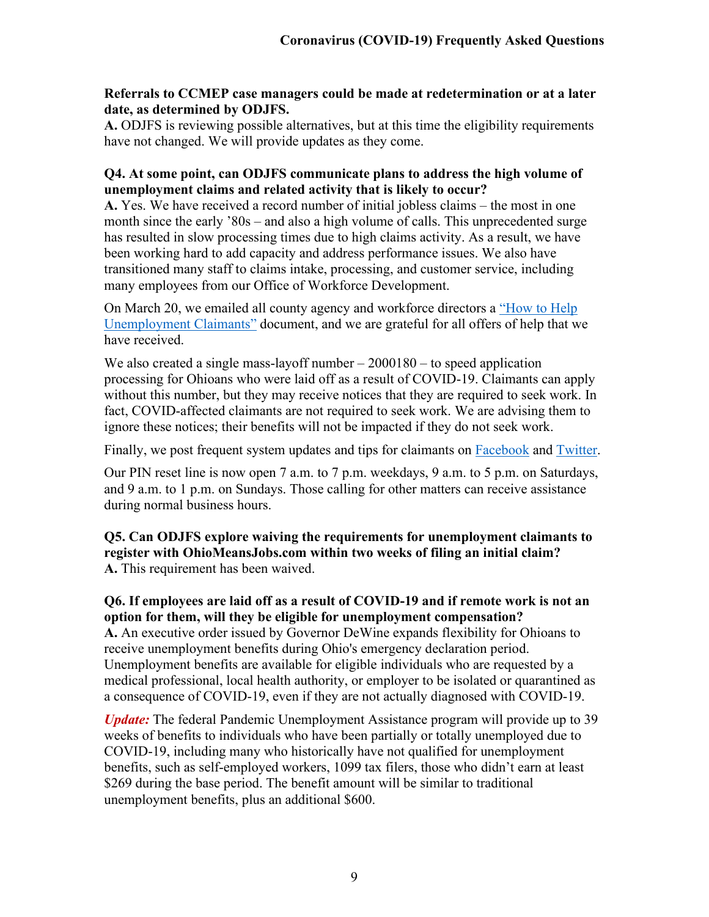**Referrals to CCMEP case managers could be made at redetermination or at a later date, as determined by ODJFS.**
**A.** ODJFS is reviewing possible alternatives, but at this time the eligibility requirements have not changed. We will provide updates as they come.

**Q4. At some point, can ODJFS communicate plans to address the high volume of unemployment claims and related activity that is likely to occur?**
**A.** Yes. We have received a record number of initial jobless claims – the most in one month since the early '80s – and also a high volume of calls. This unprecedented surge has resulted in slow processing times due to high claims activity. As a result, we have been working hard to add capacity and address performance issues. We also have transitioned many staff to claims intake, processing, and customer service, including many employees from our Office of Workforce Development.

On March 20, we emailed all county agency and workforce directors a "How to Help Unemployment Claimants" document, and we are grateful for all offers of help that we have received.

We also created a single mass-layoff number – 2000180 – to speed application processing for Ohioans who were laid off as a result of COVID-19. Claimants can apply without this number, but they may receive notices that they are required to seek work. In fact, COVID-affected claimants are not required to seek work. We are advising them to ignore these notices; their benefits will not be impacted if they do not seek work.

Finally, we post frequent system updates and tips for claimants on Facebook and Twitter.

Our PIN reset line is now open 7 a.m. to 7 p.m. weekdays, 9 a.m. to 5 p.m. on Saturdays, and 9 a.m. to 1 p.m. on Sundays. Those calling for other matters can receive assistance during normal business hours.

**Q5. Can ODJFS explore waiving the requirements for unemployment claimants to register with OhioMeansJobs.com within two weeks of filing an initial claim?**
**A.** This requirement has been waived.

**Q6. If employees are laid off as a result of COVID-19 and if remote work is not an option for them, will they be eligible for unemployment compensation?**
**A.** An executive order issued by Governor DeWine expands flexibility for Ohioans to receive unemployment benefits during Ohio's emergency declaration period. Unemployment benefits are available for eligible individuals who are requested by a medical professional, local health authority, or employer to be isolated or quarantined as a consequence of COVID-19, even if they are not actually diagnosed with COVID-19.

***Update:*** The federal Pandemic Unemployment Assistance program will provide up to 39 weeks of benefits to individuals who have been partially or totally unemployed due to COVID-19, including many who historically have not qualified for unemployment benefits, such as self-employed workers, 1099 tax filers, those who didn't earn at least $269 during the base period. The benefit amount will be similar to traditional unemployment benefits, plus an additional $600.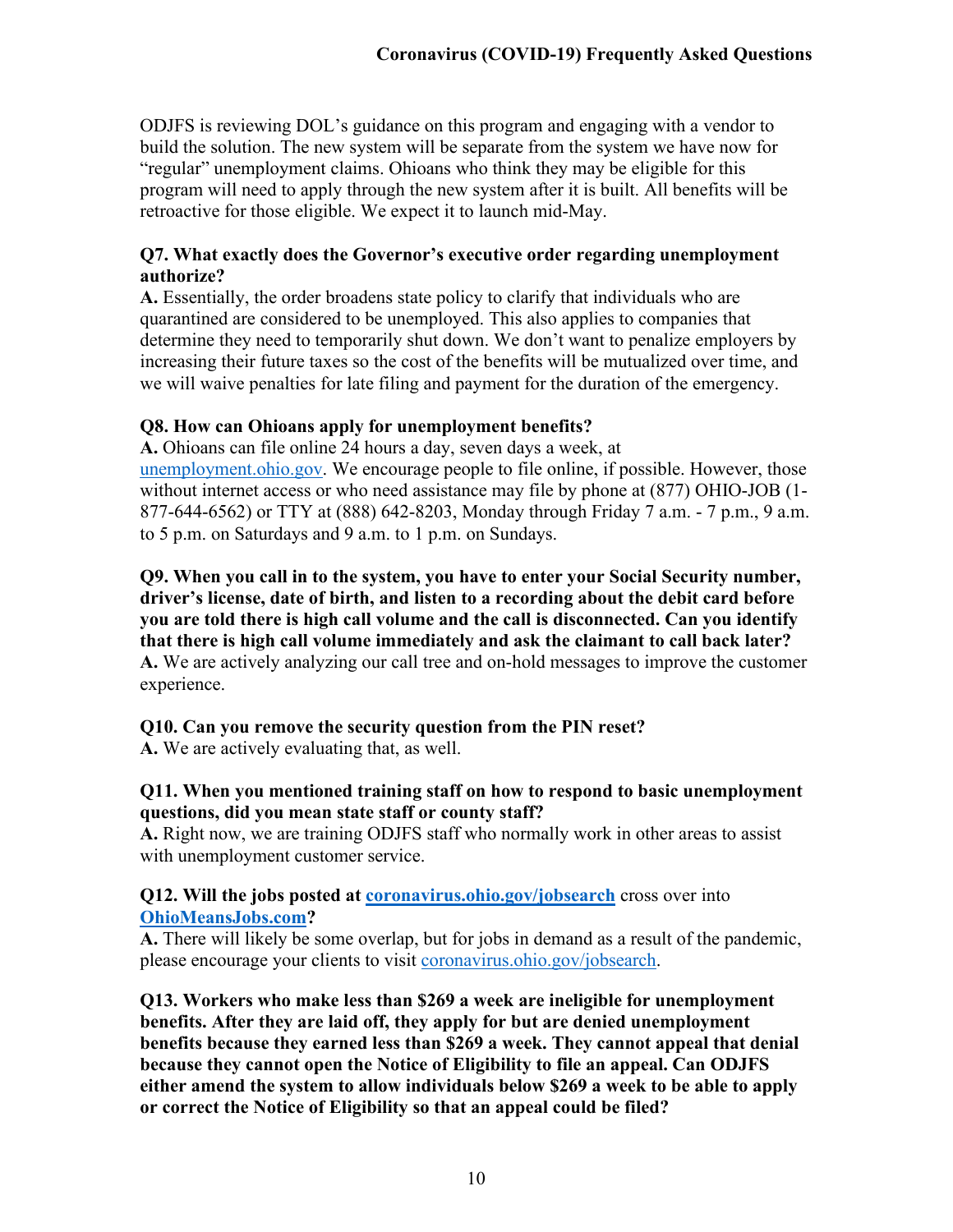ODJFS is reviewing DOL's guidance on this program and engaging with a vendor to build the solution. The new system will be separate from the system we have now for "regular" unemployment claims. Ohioans who think they may be eligible for this program will need to apply through the new system after it is built. All benefits will be retroactive for those eligible. We expect it to launch mid-May.

**Q7. What exactly does the Governor's executive order regarding unemployment authorize?**
**A.** Essentially, the order broadens state policy to clarify that individuals who are quarantined are considered to be unemployed. This also applies to companies that determine they need to temporarily shut down. We don't want to penalize employers by increasing their future taxes so the cost of the benefits will be mutualized over time, and we will waive penalties for late filing and payment for the duration of the emergency.

**Q8. How can Ohioans apply for unemployment benefits?**
**A.** Ohioans can file online 24 hours a day, seven days a week, at [unemployment.ohio.gov](unemployment.ohio.gov). We encourage people to file online, if possible. However, those without internet access or who need assistance may file by phone at (877) OHIO-JOB (1-877-644-6562) or TTY at (888) 642-8203, Monday through Friday 7 a.m. - 7 p.m., 9 a.m. to 5 p.m. on Saturdays and 9 a.m. to 1 p.m. on Sundays.

**Q9. When you call in to the system, you have to enter your Social Security number, driver's license, date of birth, and listen to a recording about the debit card before you are told there is high call volume and the call is disconnected. Can you identify that there is high call volume immediately and ask the claimant to call back later?**
**A.** We are actively analyzing our call tree and on-hold messages to improve the customer experience.

**Q10. Can you remove the security question from the PIN reset?**
**A.** We are actively evaluating that, as well.

**Q11. When you mentioned training staff on how to respond to basic unemployment questions, did you mean state staff or county staff?**
**A.** Right now, we are training ODJFS staff who normally work in other areas to assist with unemployment customer service.

**Q12. Will the jobs posted at [coronavirus.ohio.gov/jobsearch](coronavirus.ohio.gov/jobsearch)** cross over into **[OhioMeansJobs.com](OhioMeansJobs.com)?**
**A.** There will likely be some overlap, but for jobs in demand as a result of the pandemic, please encourage your clients to visit [coronavirus.ohio.gov/jobsearch](coronavirus.ohio.gov/jobsearch).

**Q13. Workers who make less than $269 a week are ineligible for unemployment benefits. After they are laid off, they apply for but are denied unemployment benefits because they earned less than $269 a week. They cannot appeal that denial because they cannot open the Notice of Eligibility to file an appeal. Can ODJFS either amend the system to allow individuals below $269 a week to be able to apply or correct the Notice of Eligibility so that an appeal could be filed?**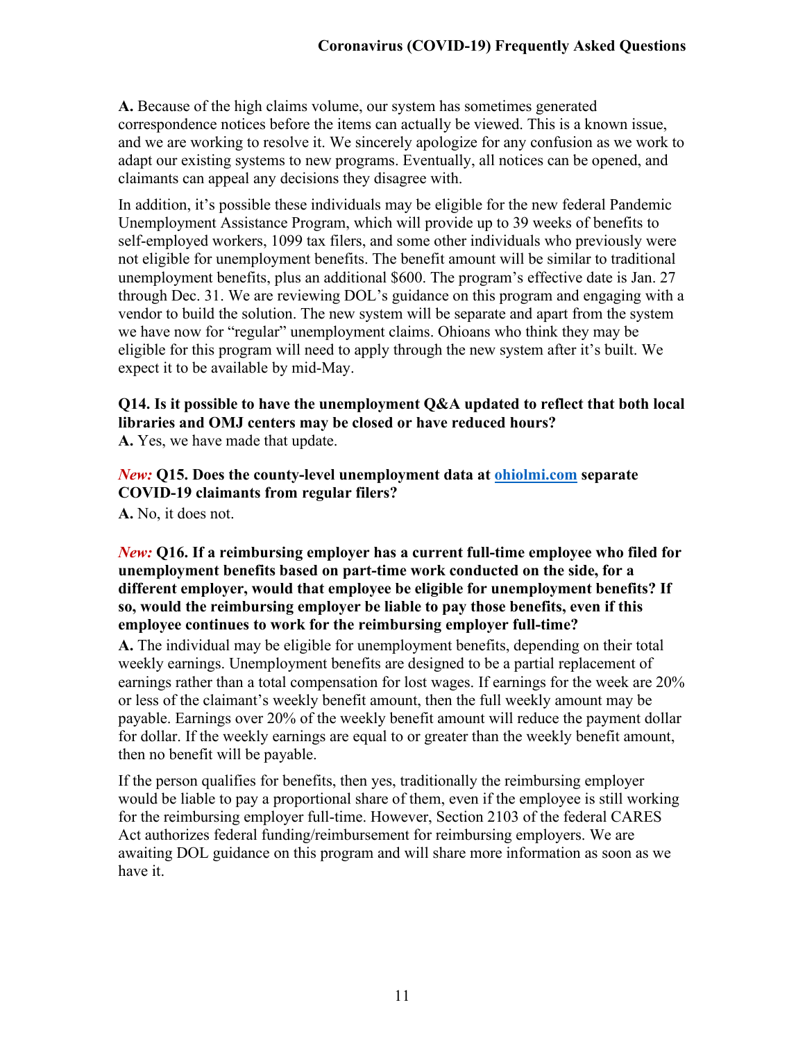**A.** Because of the high claims volume, our system has sometimes generated correspondence notices before the items can actually be viewed. This is a known issue, and we are working to resolve it. We sincerely apologize for any confusion as we work to adapt our existing systems to new programs. Eventually, all notices can be opened, and claimants can appeal any decisions they disagree with.

In addition, it's possible these individuals may be eligible for the new federal Pandemic Unemployment Assistance Program, which will provide up to 39 weeks of benefits to self-employed workers, 1099 tax filers, and some other individuals who previously were not eligible for unemployment benefits. The benefit amount will be similar to traditional unemployment benefits, plus an additional $600. The program's effective date is Jan. 27 through Dec. 31. We are reviewing DOL's guidance on this program and engaging with a vendor to build the solution. The new system will be separate and apart from the system we have now for "regular" unemployment claims. Ohioans who think they may be eligible for this program will need to apply through the new system after it's built. We expect it to be available by mid-May.

**Q14. Is it possible to have the unemployment Q&A updated to reflect that both local libraries and OMJ centers may be closed or have reduced hours?**
**A.** Yes, we have made that update.

*New:* **Q15. Does the county-level unemployment data at [ohiolmi.com](ohiolmi.com) separate COVID-19 claimants from regular filers?**
**A.** No, it does not.

*New:* **Q16. If a reimbursing employer has a current full-time employee who filed for unemployment benefits based on part-time work conducted on the side, for a different employer, would that employee be eligible for unemployment benefits? If so, would the reimbursing employer be liable to pay those benefits, even if this employee continues to work for the reimbursing employer full-time?**
**A.** The individual may be eligible for unemployment benefits, depending on their total weekly earnings. Unemployment benefits are designed to be a partial replacement of earnings rather than a total compensation for lost wages. If earnings for the week are 20% or less of the claimant's weekly benefit amount, then the full weekly amount may be payable. Earnings over 20% of the weekly benefit amount will reduce the payment dollar for dollar. If the weekly earnings are equal to or greater than the weekly benefit amount, then no benefit will be payable.

If the person qualifies for benefits, then yes, traditionally the reimbursing employer would be liable to pay a proportional share of them, even if the employee is still working for the reimbursing employer full-time. However, Section 2103 of the federal CARES Act authorizes federal funding/reimbursement for reimbursing employers. We are awaiting DOL guidance on this program and will share more information as soon as we have it.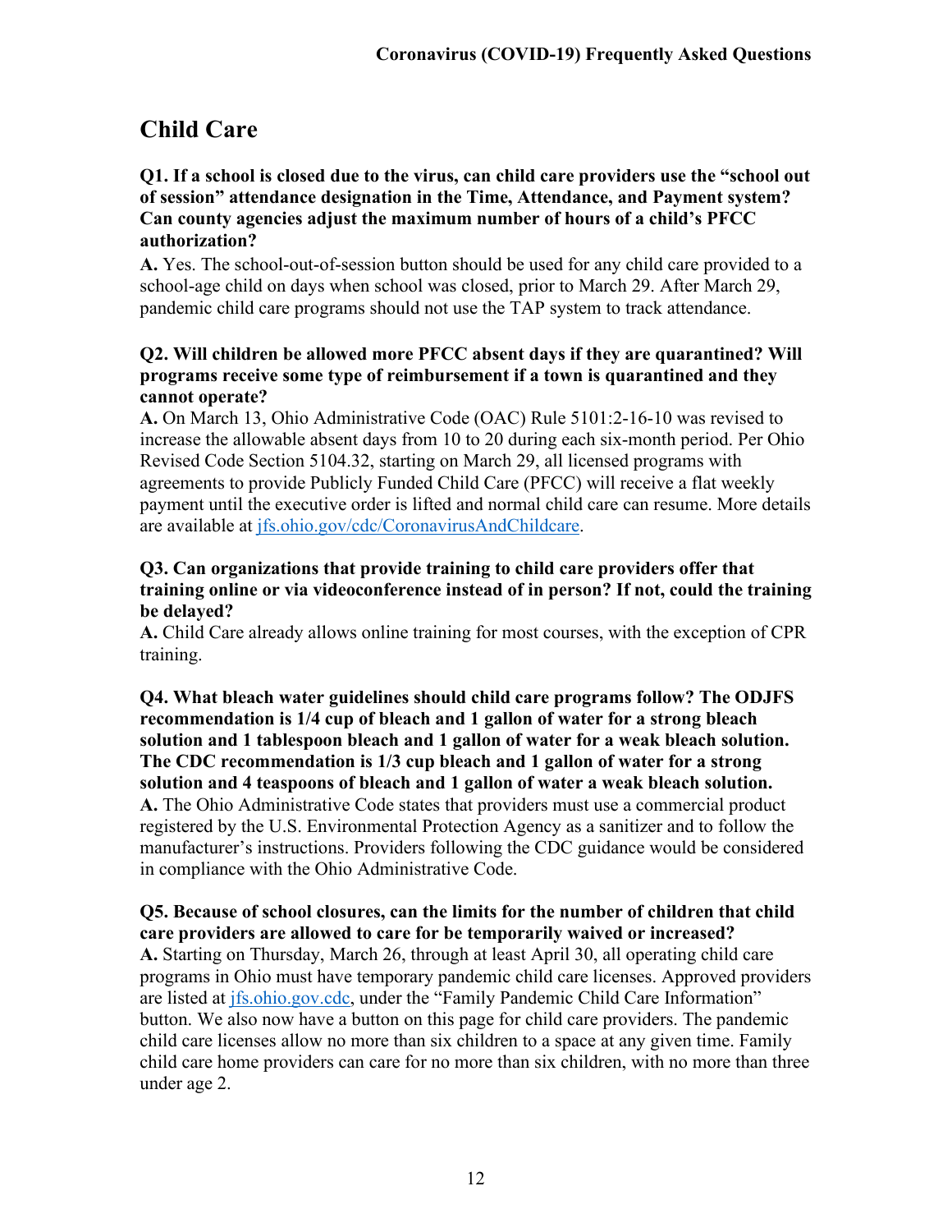## Child Care

**Q1. If a school is closed due to the virus, can child care providers use the "school out of session" attendance designation in the Time, Attendance, and Payment system? Can county agencies adjust the maximum number of hours of a child's PFCC authorization?**

**A.** Yes. The school-out-of-session button should be used for any child care provided to a school-age child on days when school was closed, prior to March 29. After March 29, pandemic child care programs should not use the TAP system to track attendance.

**Q2. Will children be allowed more PFCC absent days if they are quarantined? Will programs receive some type of reimbursement if a town is quarantined and they cannot operate?**

**A.** On March 13, Ohio Administrative Code (OAC) Rule 5101:2-16-10 was revised to increase the allowable absent days from 10 to 20 during each six-month period. Per Ohio Revised Code Section 5104.32, starting on March 29, all licensed programs with agreements to provide Publicly Funded Child Care (PFCC) will receive a flat weekly payment until the executive order is lifted and normal child care can resume. More details are available at [jfs.ohio.gov/cdc/CoronavirusAndChildcare](jfs.ohio.gov/cdc/CoronavirusAndChildcare).

**Q3. Can organizations that provide training to child care providers offer that training online or via videoconference instead of in person? If not, could the training be delayed?**

**A.** Child Care already allows online training for most courses, with the exception of CPR training.

**Q4. What bleach water guidelines should child care programs follow? The ODJFS recommendation is 1/4 cup of bleach and 1 gallon of water for a strong bleach solution and 1 tablespoon bleach and 1 gallon of water for a weak bleach solution. The CDC recommendation is 1/3 cup bleach and 1 gallon of water for a strong solution and 4 teaspoons of bleach and 1 gallon of water a weak bleach solution.**

**A.** The Ohio Administrative Code states that providers must use a commercial product registered by the U.S. Environmental Protection Agency as a sanitizer and to follow the manufacturer's instructions. Providers following the CDC guidance would be considered in compliance with the Ohio Administrative Code.

**Q5. Because of school closures, can the limits for the number of children that child care providers are allowed to care for be temporarily waived or increased?**

**A.** Starting on Thursday, March 26, through at least April 30, all operating child care programs in Ohio must have temporary pandemic child care licenses. Approved providers are listed at [jfs.ohio.gov.cdc](jfs.ohio.gov.cdc), under the "Family Pandemic Child Care Information" button. We also now have a button on this page for child care providers. The pandemic child care licenses allow no more than six children to a space at any given time. Family child care home providers can care for no more than six children, with no more than three under age 2.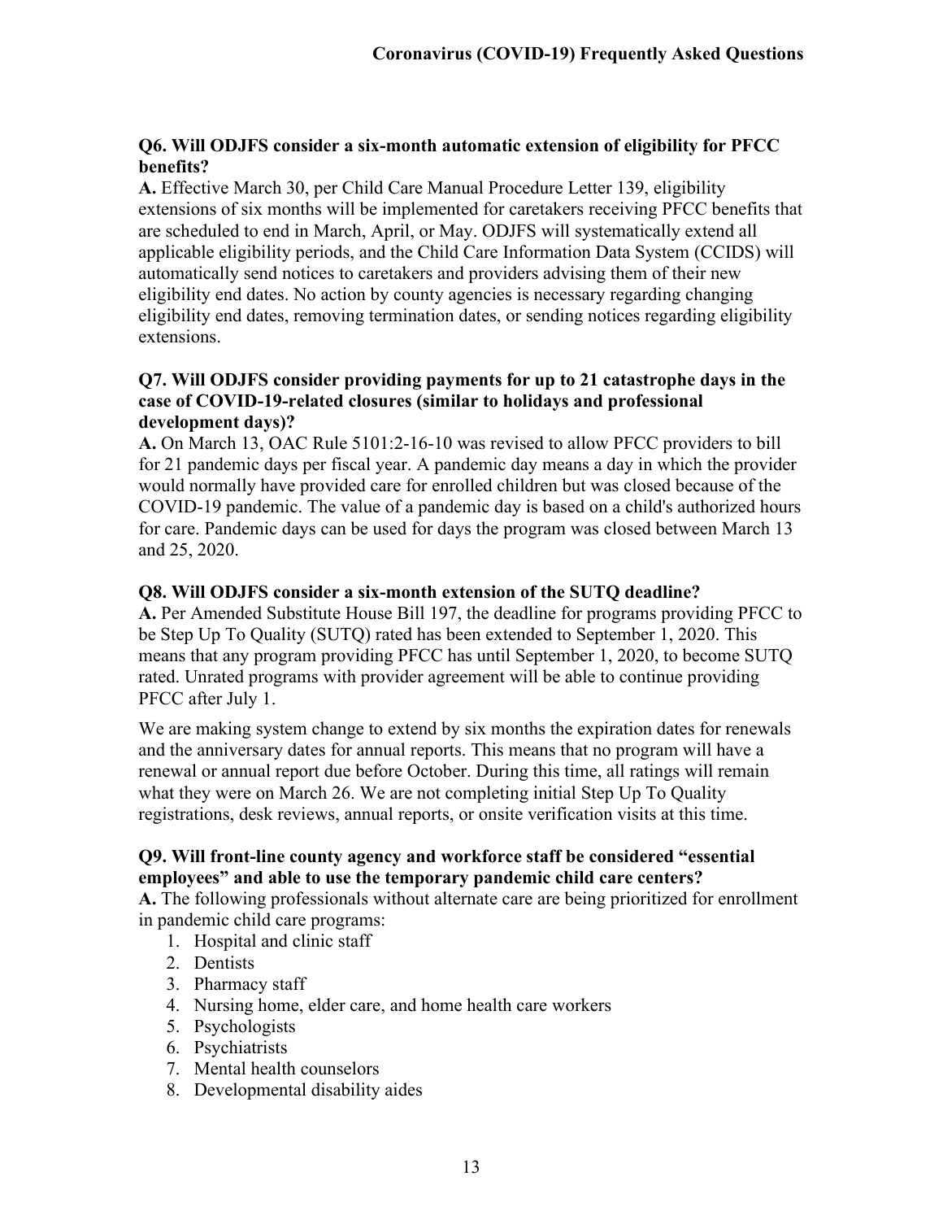**Q6. Will ODJFS consider a six-month automatic extension of eligibility for PFCC benefits?**

**A.** Effective March 30, per Child Care Manual Procedure Letter 139, eligibility extensions of six months will be implemented for caretakers receiving PFCC benefits that are scheduled to end in March, April, or May. ODJFS will systematically extend all applicable eligibility periods, and the Child Care Information Data System (CCIDS) will automatically send notices to caretakers and providers advising them of their new eligibility end dates. No action by county agencies is necessary regarding changing eligibility end dates, removing termination dates, or sending notices regarding eligibility extensions.

**Q7. Will ODJFS consider providing payments for up to 21 catastrophe days in the case of COVID-19-related closures (similar to holidays and professional development days)?**

**A.** On March 13, OAC Rule 5101:2-16-10 was revised to allow PFCC providers to bill for 21 pandemic days per fiscal year. A pandemic day means a day in which the provider would normally have provided care for enrolled children but was closed because of the COVID-19 pandemic. The value of a pandemic day is based on a child's authorized hours for care. Pandemic days can be used for days the program was closed between March 13 and 25, 2020.

**Q8. Will ODJFS consider a six-month extension of the SUTQ deadline?**

**A.** Per Amended Substitute House Bill 197, the deadline for programs providing PFCC to be Step Up To Quality (SUTQ) rated has been extended to September 1, 2020. This means that any program providing PFCC has until September 1, 2020, to become SUTQ rated. Unrated programs with provider agreement will be able to continue providing PFCC after July 1.

We are making system change to extend by six months the expiration dates for renewals and the anniversary dates for annual reports. This means that no program will have a renewal or annual report due before October. During this time, all ratings will remain what they were on March 26. We are not completing initial Step Up To Quality registrations, desk reviews, annual reports, or onsite verification visits at this time.

**Q9. Will front-line county agency and workforce staff be considered "essential employees" and able to use the temporary pandemic child care centers?**

**A.** The following professionals without alternate care are being prioritized for enrollment in pandemic child care programs:

1. Hospital and clinic staff
2. Dentists
3. Pharmacy staff
4. Nursing home, elder care, and home health care workers
5. Psychologists
6. Psychiatrists
7. Mental health counselors
8. Developmental disability aides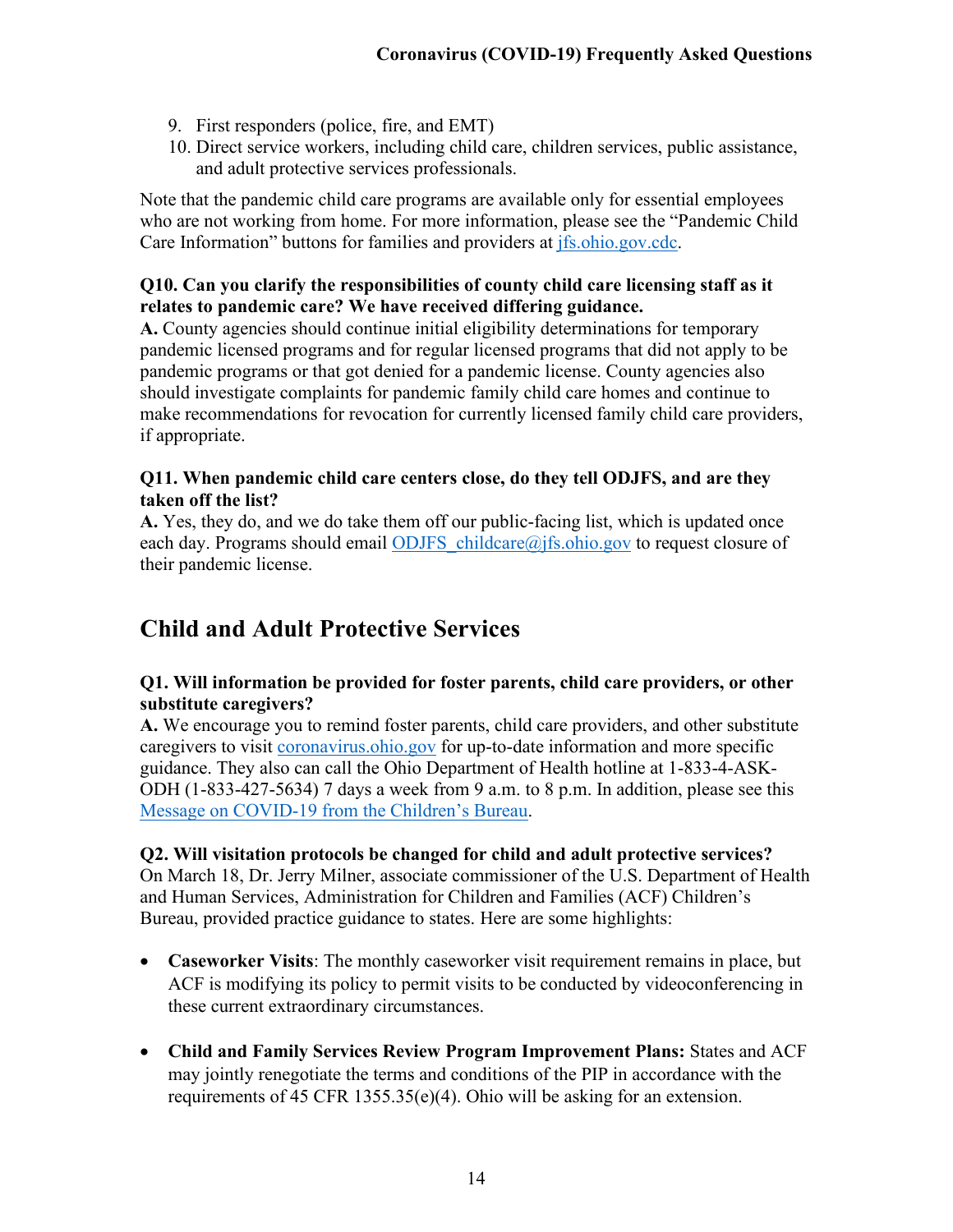9. First responders (police, fire, and EMT)
10. Direct service workers, including child care, children services, public assistance, and adult protective services professionals.

Note that the pandemic child care programs are available only for essential employees who are not working from home. For more information, please see the "Pandemic Child Care Information" buttons for families and providers at jfs.ohio.gov.cdc.

**Q10. Can you clarify the responsibilities of county child care licensing staff as it relates to pandemic care? We have received differing guidance.**
**A.** County agencies should continue initial eligibility determinations for temporary pandemic licensed programs and for regular licensed programs that did not apply to be pandemic programs or that got denied for a pandemic license. County agencies also should investigate complaints for pandemic family child care homes and continue to make recommendations for revocation for currently licensed family child care providers, if appropriate.

**Q11. When pandemic child care centers close, do they tell ODJFS, and are they taken off the list?**
**A.** Yes, they do, and we do take them off our public-facing list, which is updated once each day. Programs should email ODJFS_childcare@jfs.ohio.gov to request closure of their pandemic license.

## Child and Adult Protective Services

**Q1. Will information be provided for foster parents, child care providers, or other substitute caregivers?**
**A.** We encourage you to remind foster parents, child care providers, and other substitute caregivers to visit coronavirus.ohio.gov for up-to-date information and more specific guidance. They also can call the Ohio Department of Health hotline at 1-833-4-ASK-ODH (1-833-427-5634) 7 days a week from 9 a.m. to 8 p.m. In addition, please see this Message on COVID-19 from the Children's Bureau.

**Q2. Will visitation protocols be changed for child and adult protective services?**
On March 18, Dr. Jerry Milner, associate commissioner of the U.S. Department of Health and Human Services, Administration for Children and Families (ACF) Children's Bureau, provided practice guidance to states. Here are some highlights:

- **Caseworker Visits**: The monthly caseworker visit requirement remains in place, but ACF is modifying its policy to permit visits to be conducted by videoconferencing in these current extraordinary circumstances.

- **Child and Family Services Review Program Improvement Plans:** States and ACF may jointly renegotiate the terms and conditions of the PIP in accordance with the requirements of 45 CFR 1355.35(e)(4). Ohio will be asking for an extension.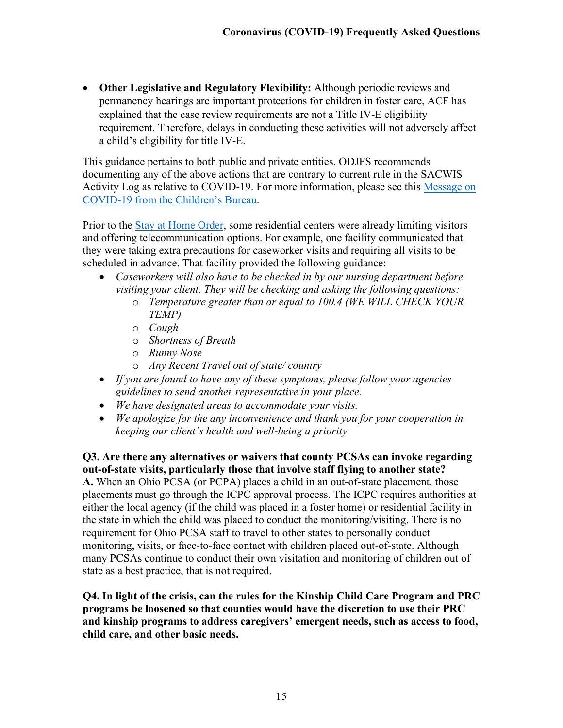- **Other Legislative and Regulatory Flexibility:** Although periodic reviews and permanency hearings are important protections for children in foster care, ACF has explained that the case review requirements are not a Title IV-E eligibility requirement. Therefore, delays in conducting these activities will not adversely affect a child's eligibility for title IV-E.

This guidance pertains to both public and private entities. ODJFS recommends documenting any of the above actions that are contrary to current rule in the SACWIS Activity Log as relative to COVID-19. For more information, please see this [Message on COVID-19 from the Children's Bureau](#).

Prior to the [Stay at Home Order](#), some residential centers were already limiting visitors and offering telecommunication options. For example, one facility communicated that they were taking extra precautions for caseworker visits and requiring all visits to be scheduled in advance. That facility provided the following guidance:

- *Caseworkers will also have to be checked in by our nursing department before visiting your client. They will be checking and asking the following questions:*
  - *Temperature greater than or equal to 100.4 (WE WILL CHECK YOUR TEMP)*
  - *Cough*
  - *Shortness of Breath*
  - *Runny Nose*
  - *Any Recent Travel out of state/ country*
- *If you are found to have any of these symptoms, please follow your agencies guidelines to send another representative in your place.*
- *We have designated areas to accommodate your visits.*
- *We apologize for the any inconvenience and thank you for your cooperation in keeping our client's health and well-being a priority.*

**Q3. Are there any alternatives or waivers that county PCSAs can invoke regarding out-of-state visits, particularly those that involve staff flying to another state?**
**A.** When an Ohio PCSA (or PCPA) places a child in an out-of-state placement, those placements must go through the ICPC approval process. The ICPC requires authorities at either the local agency (if the child was placed in a foster home) or residential facility in the state in which the child was placed to conduct the monitoring/visiting. There is no requirement for Ohio PCSA staff to travel to other states to personally conduct monitoring, visits, or face-to-face contact with children placed out-of-state. Although many PCSAs continue to conduct their own visitation and monitoring of children out of state as a best practice, that is not required.

**Q4. In light of the crisis, can the rules for the Kinship Child Care Program and PRC programs be loosened so that counties would have the discretion to use their PRC and kinship programs to address caregivers' emergent needs, such as access to food, child care, and other basic needs.**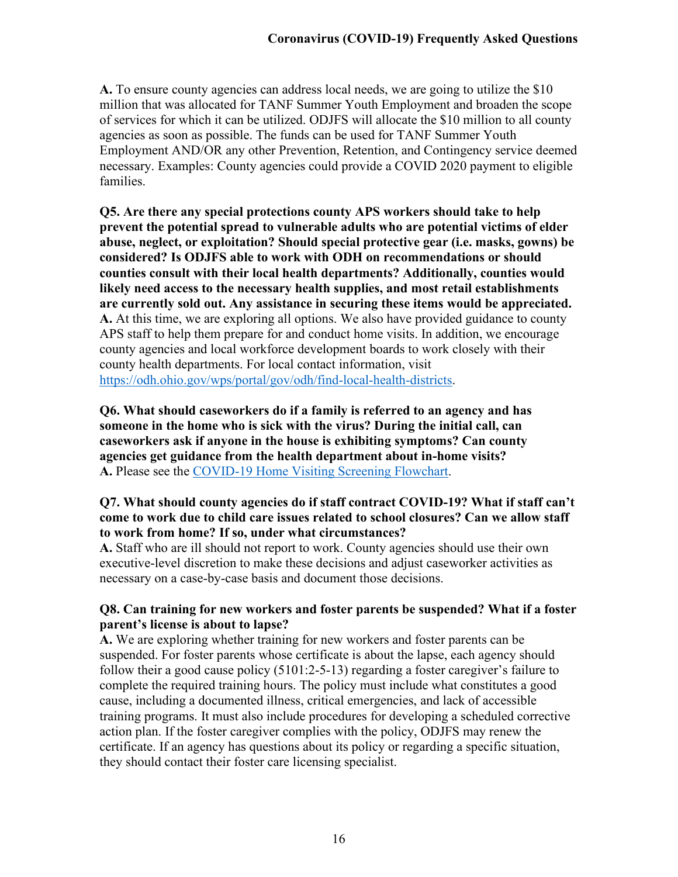**A.** To ensure county agencies can address local needs, we are going to utilize the $10 million that was allocated for TANF Summer Youth Employment and broaden the scope of services for which it can be utilized. ODJFS will allocate the $10 million to all county agencies as soon as possible. The funds can be used for TANF Summer Youth Employment AND/OR any other Prevention, Retention, and Contingency service deemed necessary. Examples: County agencies could provide a COVID 2020 payment to eligible families.

**Q5. Are there any special protections county APS workers should take to help prevent the potential spread to vulnerable adults who are potential victims of elder abuse, neglect, or exploitation? Should special protective gear (i.e. masks, gowns) be considered? Is ODJFS able to work with ODH on recommendations or should counties consult with their local health departments? Additionally, counties would likely need access to the necessary health supplies, and most retail establishments are currently sold out. Any assistance in securing these items would be appreciated.**
**A.** At this time, we are exploring all options. We also have provided guidance to county APS staff to help them prepare for and conduct home visits. In addition, we encourage county agencies and local workforce development boards to work closely with their county health departments. For local contact information, visit [https://odh.ohio.gov/wps/portal/gov/odh/find-local-health-districts](https://odh.ohio.gov/wps/portal/gov/odh/find-local-health-districts).

**Q6. What should caseworkers do if a family is referred to an agency and has someone in the home who is sick with the virus? During the initial call, can caseworkers ask if anyone in the house is exhibiting symptoms? Can county agencies get guidance from the health department about in-home visits?**
**A.** Please see the COVID-19 Home Visiting Screening Flowchart.

**Q7. What should county agencies do if staff contract COVID-19? What if staff can't come to work due to child care issues related to school closures? Can we allow staff to work from home? If so, under what circumstances?**
**A.** Staff who are ill should not report to work. County agencies should use their own executive-level discretion to make these decisions and adjust caseworker activities as necessary on a case-by-case basis and document those decisions.

**Q8. Can training for new workers and foster parents be suspended? What if a foster parent's license is about to lapse?**
**A.** We are exploring whether training for new workers and foster parents can be suspended. For foster parents whose certificate is about the lapse, each agency should follow their a good cause policy (5101:2-5-13) regarding a foster caregiver's failure to complete the required training hours. The policy must include what constitutes a good cause, including a documented illness, critical emergencies, and lack of accessible training programs. It must also include procedures for developing a scheduled corrective action plan. If the foster caregiver complies with the policy, ODJFS may renew the certificate. If an agency has questions about its policy or regarding a specific situation, they should contact their foster care licensing specialist.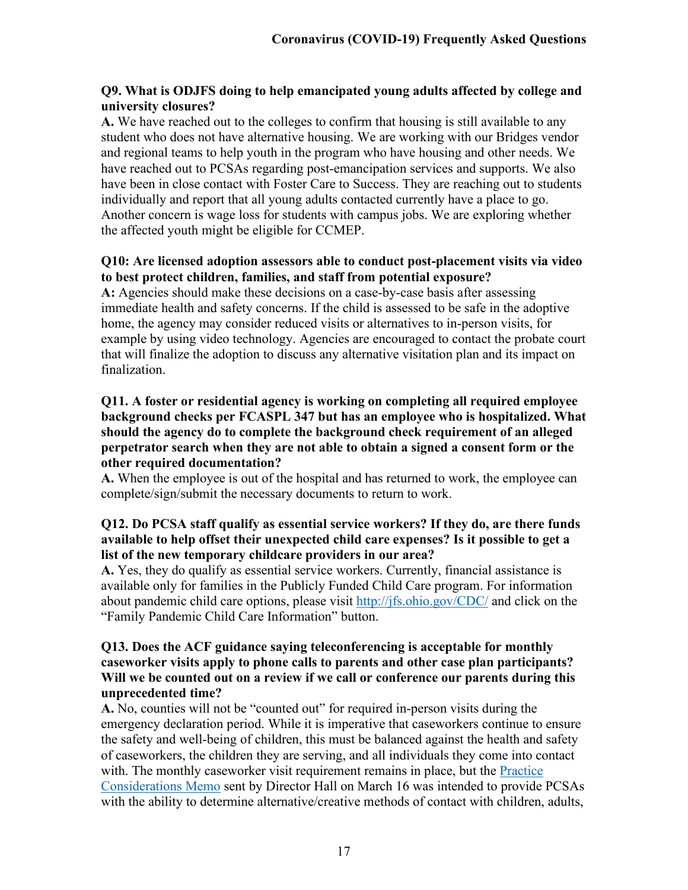**Q9. What is ODJFS doing to help emancipated young adults affected by college and university closures?**

**A.** We have reached out to the colleges to confirm that housing is still available to any student who does not have alternative housing. We are working with our Bridges vendor and regional teams to help youth in the program who have housing and other needs. We have reached out to PCSAs regarding post-emancipation services and supports. We also have been in close contact with Foster Care to Success. They are reaching out to students individually and report that all young adults contacted currently have a place to go. Another concern is wage loss for students with campus jobs. We are exploring whether the affected youth might be eligible for CCMEP.

**Q10: Are licensed adoption assessors able to conduct post-placement visits via video to best protect children, families, and staff from potential exposure?**

**A:** Agencies should make these decisions on a case-by-case basis after assessing immediate health and safety concerns. If the child is assessed to be safe in the adoptive home, the agency may consider reduced visits or alternatives to in-person visits, for example by using video technology. Agencies are encouraged to contact the probate court that will finalize the adoption to discuss any alternative visitation plan and its impact on finalization.

**Q11. A foster or residential agency is working on completing all required employee background checks per FCASPL 347 but has an employee who is hospitalized. What should the agency do to complete the background check requirement of an alleged perpetrator search when they are not able to obtain a signed a consent form or the other required documentation?**

**A.** When the employee is out of the hospital and has returned to work, the employee can complete/sign/submit the necessary documents to return to work.

**Q12. Do PCSA staff qualify as essential service workers? If they do, are there funds available to help offset their unexpected child care expenses? Is it possible to get a list of the new temporary childcare providers in our area?**

**A.** Yes, they do qualify as essential service workers. Currently, financial assistance is available only for families in the Publicly Funded Child Care program. For information about pandemic child care options, please visit http://jfs.ohio.gov/CDC/ and click on the "Family Pandemic Child Care Information" button.

**Q13. Does the ACF guidance saying teleconferencing is acceptable for monthly caseworker visits apply to phone calls to parents and other case plan participants? Will we be counted out on a review if we call or conference our parents during this unprecedented time?**

**A.** No, counties will not be "counted out" for required in-person visits during the emergency declaration period. While it is imperative that caseworkers continue to ensure the safety and well-being of children, this must be balanced against the health and safety of caseworkers, the children they are serving, and all individuals they come into contact with. The monthly caseworker visit requirement remains in place, but the Practice Considerations Memo sent by Director Hall on March 16 was intended to provide PCSAs with the ability to determine alternative/creative methods of contact with children, adults,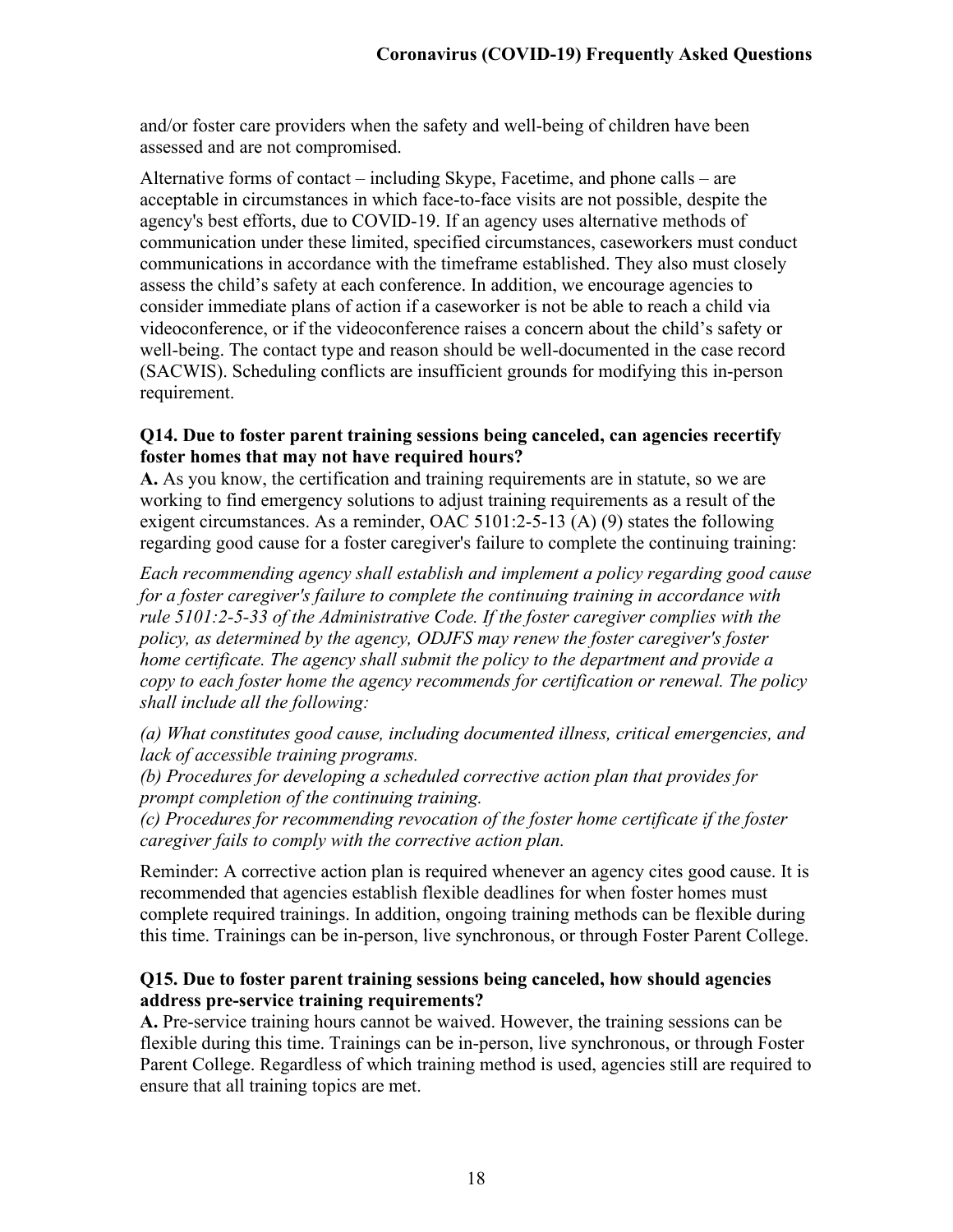and/or foster care providers when the safety and well-being of children have been assessed and are not compromised.

Alternative forms of contact – including Skype, Facetime, and phone calls – are acceptable in circumstances in which face-to-face visits are not possible, despite the agency's best efforts, due to COVID-19. If an agency uses alternative methods of communication under these limited, specified circumstances, caseworkers must conduct communications in accordance with the timeframe established. They also must closely assess the child's safety at each conference. In addition, we encourage agencies to consider immediate plans of action if a caseworker is not be able to reach a child via videoconference, or if the videoconference raises a concern about the child's safety or well-being. The contact type and reason should be well-documented in the case record (SACWIS). Scheduling conflicts are insufficient grounds for modifying this in-person requirement.

**Q14. Due to foster parent training sessions being canceled, can agencies recertify foster homes that may not have required hours?**

**A.** As you know, the certification and training requirements are in statute, so we are working to find emergency solutions to adjust training requirements as a result of the exigent circumstances. As a reminder, OAC 5101:2-5-13 (A) (9) states the following regarding good cause for a foster caregiver's failure to complete the continuing training:

*Each recommending agency shall establish and implement a policy regarding good cause for a foster caregiver's failure to complete the continuing training in accordance with rule 5101:2-5-33 of the Administrative Code. If the foster caregiver complies with the policy, as determined by the agency, ODJFS may renew the foster caregiver's foster home certificate. The agency shall submit the policy to the department and provide a copy to each foster home the agency recommends for certification or renewal. The policy shall include all the following:*

*(a) What constitutes good cause, including documented illness, critical emergencies, and lack of accessible training programs.*
*(b) Procedures for developing a scheduled corrective action plan that provides for prompt completion of the continuing training.*
*(c) Procedures for recommending revocation of the foster home certificate if the foster caregiver fails to comply with the corrective action plan.*

Reminder: A corrective action plan is required whenever an agency cites good cause. It is recommended that agencies establish flexible deadlines for when foster homes must complete required trainings. In addition, ongoing training methods can be flexible during this time. Trainings can be in-person, live synchronous, or through Foster Parent College.

**Q15. Due to foster parent training sessions being canceled, how should agencies address pre-service training requirements?**

**A.** Pre-service training hours cannot be waived. However, the training sessions can be flexible during this time. Trainings can be in-person, live synchronous, or through Foster Parent College. Regardless of which training method is used, agencies still are required to ensure that all training topics are met.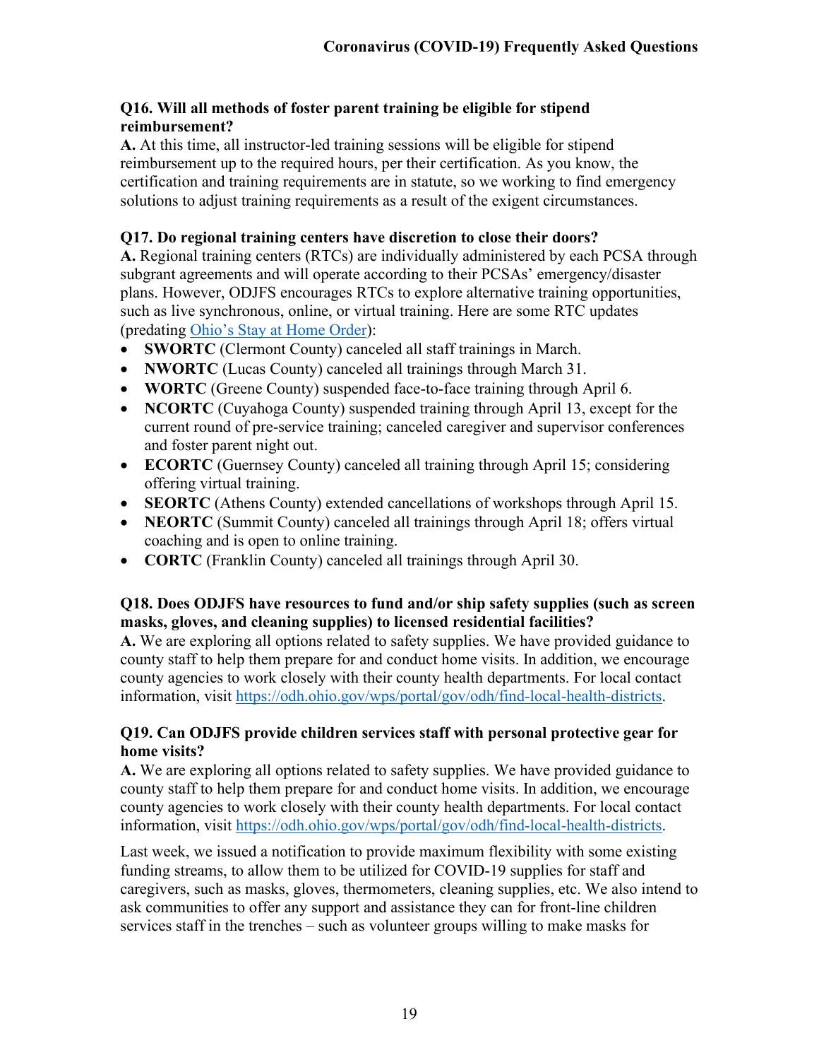**Q16. Will all methods of foster parent training be eligible for stipend reimbursement?**

**A.** At this time, all instructor-led training sessions will be eligible for stipend reimbursement up to the required hours, per their certification. As you know, the certification and training requirements are in statute, so we working to find emergency solutions to adjust training requirements as a result of the exigent circumstances.

**Q17. Do regional training centers have discretion to close their doors?**

**A.** Regional training centers (RTCs) are individually administered by each PCSA through subgrant agreements and will operate according to their PCSAs' emergency/disaster plans. However, ODJFS encourages RTCs to explore alternative training opportunities, such as live synchronous, online, or virtual training. Here are some RTC updates (predating Ohio's Stay at Home Order):

- **SWORTC** (Clermont County) canceled all staff trainings in March.
- **NWORTC** (Lucas County) canceled all trainings through March 31.
- **WORTC** (Greene County) suspended face-to-face training through April 6.
- **NCORTC** (Cuyahoga County) suspended training through April 13, except for the current round of pre-service training; canceled caregiver and supervisor conferences and foster parent night out.
- **ECORTC** (Guernsey County) canceled all training through April 15; considering offering virtual training.
- **SEORTC** (Athens County) extended cancellations of workshops through April 15.
- **NEORTC** (Summit County) canceled all trainings through April 18; offers virtual coaching and is open to online training.
- **CORTC** (Franklin County) canceled all trainings through April 30.

**Q18. Does ODJFS have resources to fund and/or ship safety supplies (such as screen masks, gloves, and cleaning supplies) to licensed residential facilities?**

**A.** We are exploring all options related to safety supplies. We have provided guidance to county staff to help them prepare for and conduct home visits. In addition, we encourage county agencies to work closely with their county health departments. For local contact information, visit https://odh.ohio.gov/wps/portal/gov/odh/find-local-health-districts.

**Q19. Can ODJFS provide children services staff with personal protective gear for home visits?**

**A.** We are exploring all options related to safety supplies. We have provided guidance to county staff to help them prepare for and conduct home visits. In addition, we encourage county agencies to work closely with their county health departments. For local contact information, visit https://odh.ohio.gov/wps/portal/gov/odh/find-local-health-districts.

Last week, we issued a notification to provide maximum flexibility with some existing funding streams, to allow them to be utilized for COVID-19 supplies for staff and caregivers, such as masks, gloves, thermometers, cleaning supplies, etc. We also intend to ask communities to offer any support and assistance they can for front-line children services staff in the trenches – such as volunteer groups willing to make masks for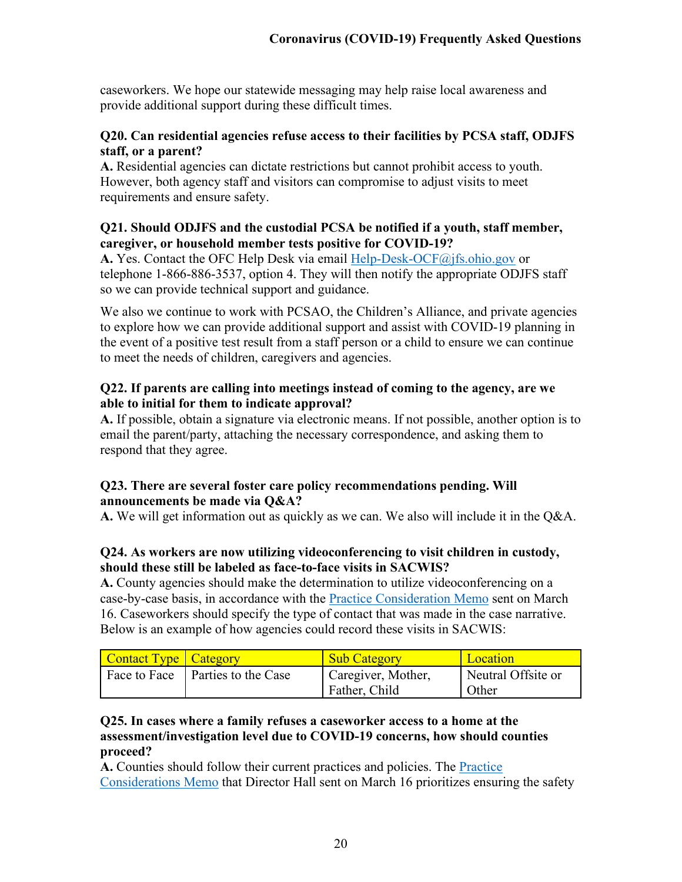caseworkers. We hope our statewide messaging may help raise local awareness and provide additional support during these difficult times.

**Q20. Can residential agencies refuse access to their facilities by PCSA staff, ODJFS staff, or a parent?**

**A.** Residential agencies can dictate restrictions but cannot prohibit access to youth. However, both agency staff and visitors can compromise to adjust visits to meet requirements and ensure safety.

**Q21. Should ODJFS and the custodial PCSA be notified if a youth, staff member, caregiver, or household member tests positive for COVID-19?**

**A.** Yes. Contact the OFC Help Desk via email [Help-Desk-OCF@jfs.ohio.gov](mailto:Help-Desk-OCF@jfs.ohio.gov) or telephone 1-866-886-3537, option 4. They will then notify the appropriate ODJFS staff so we can provide technical support and guidance.

We also we continue to work with PCSAO, the Children's Alliance, and private agencies to explore how we can provide additional support and assist with COVID-19 planning in the event of a positive test result from a staff person or a child to ensure we can continue to meet the needs of children, caregivers and agencies.

**Q22. If parents are calling into meetings instead of coming to the agency, are we able to initial for them to indicate approval?**

**A.** If possible, obtain a signature via electronic means. If not possible, another option is to email the parent/party, attaching the necessary correspondence, and asking them to respond that they agree.

**Q23. There are several foster care policy recommendations pending. Will announcements be made via Q&A?**

**A.** We will get information out as quickly as we can. We also will include it in the Q&A.

**Q24. As workers are now utilizing videoconferencing to visit children in custody, should these still be labeled as face-to-face visits in SACWIS?**

**A.** County agencies should make the determination to utilize videoconferencing on a case-by-case basis, in accordance with the Practice Consideration Memo sent on March 16. Caseworkers should specify the type of contact that was made in the case narrative. Below is an example of how agencies could record these visits in SACWIS:

| Contact Type | Category | Sub Category | Location |
|---|---|---|---|
| Face to Face | Parties to the Case | Caregiver, Mother, Father, Child | Neutral Offsite or Other |

**Q25. In cases where a family refuses a caseworker access to a home at the assessment/investigation level due to COVID-19 concerns, how should counties proceed?**

**A.** Counties should follow their current practices and policies. The Practice Considerations Memo that Director Hall sent on March 16 prioritizes ensuring the safety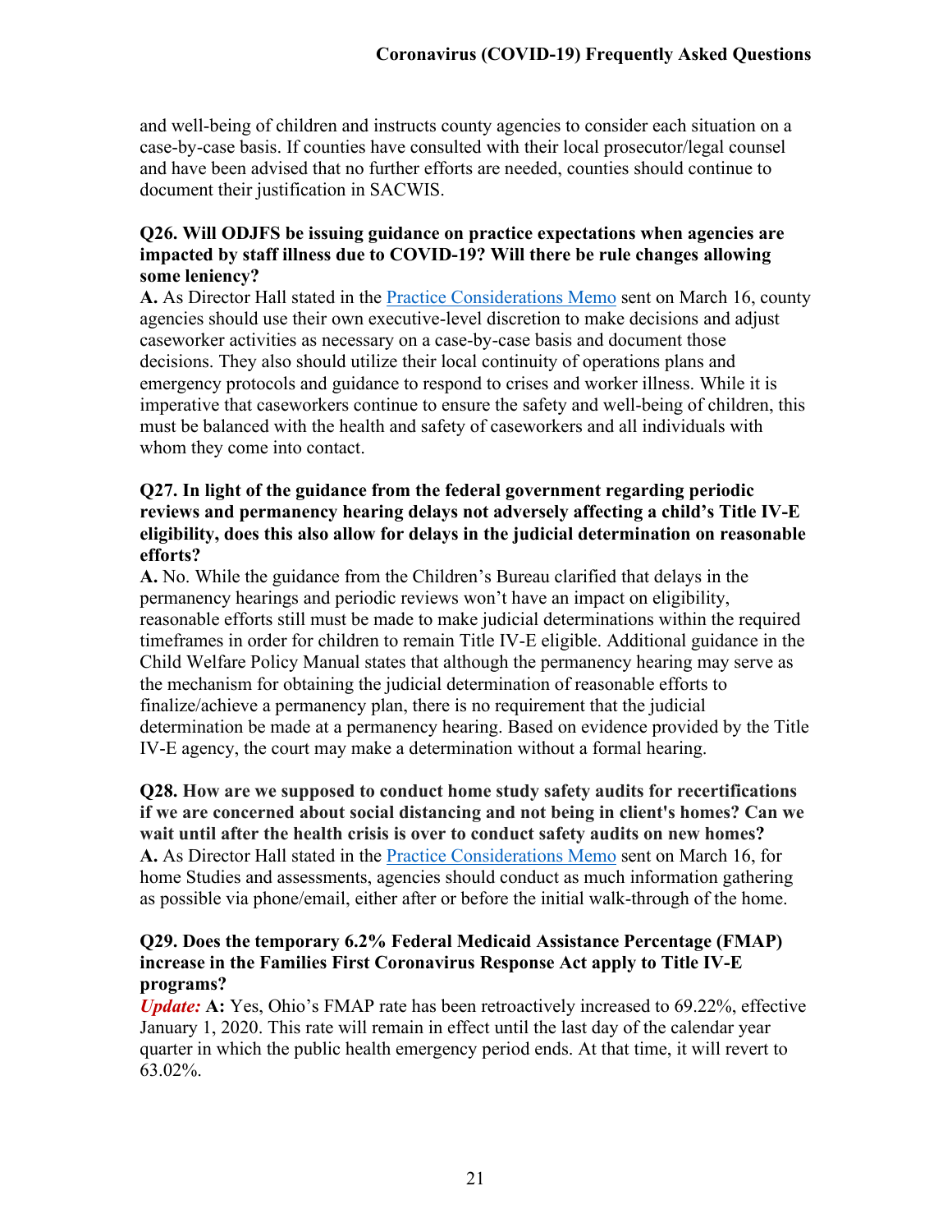and well-being of children and instructs county agencies to consider each situation on a case-by-case basis. If counties have consulted with their local prosecutor/legal counsel and have been advised that no further efforts are needed, counties should continue to document their justification in SACWIS.

**Q26. Will ODJFS be issuing guidance on practice expectations when agencies are impacted by staff illness due to COVID-19? Will there be rule changes allowing some leniency?**

**A.** As Director Hall stated in the Practice Considerations Memo sent on March 16, county agencies should use their own executive-level discretion to make decisions and adjust caseworker activities as necessary on a case-by-case basis and document those decisions. They also should utilize their local continuity of operations plans and emergency protocols and guidance to respond to crises and worker illness. While it is imperative that caseworkers continue to ensure the safety and well-being of children, this must be balanced with the health and safety of caseworkers and all individuals with whom they come into contact.

**Q27. In light of the guidance from the federal government regarding periodic reviews and permanency hearing delays not adversely affecting a child's Title IV-E eligibility, does this also allow for delays in the judicial determination on reasonable efforts?**

**A.** No. While the guidance from the Children's Bureau clarified that delays in the permanency hearings and periodic reviews won't have an impact on eligibility, reasonable efforts still must be made to make judicial determinations within the required timeframes in order for children to remain Title IV-E eligible. Additional guidance in the Child Welfare Policy Manual states that although the permanency hearing may serve as the mechanism for obtaining the judicial determination of reasonable efforts to finalize/achieve a permanency plan, there is no requirement that the judicial determination be made at a permanency hearing. Based on evidence provided by the Title IV-E agency, the court may make a determination without a formal hearing.

**Q28. How are we supposed to conduct home study safety audits for recertifications if we are concerned about social distancing and not being in client's homes? Can we wait until after the health crisis is over to conduct safety audits on new homes?**

**A.** As Director Hall stated in the Practice Considerations Memo sent on March 16, for home Studies and assessments, agencies should conduct as much information gathering as possible via phone/email, either after or before the initial walk-through of the home.

**Q29. Does the temporary 6.2% Federal Medicaid Assistance Percentage (FMAP) increase in the Families First Coronavirus Response Act apply to Title IV-E programs?**

***Update:*** **A:** Yes, Ohio's FMAP rate has been retroactively increased to 69.22%, effective January 1, 2020. This rate will remain in effect until the last day of the calendar year quarter in which the public health emergency period ends. At that time, it will revert to 63.02%.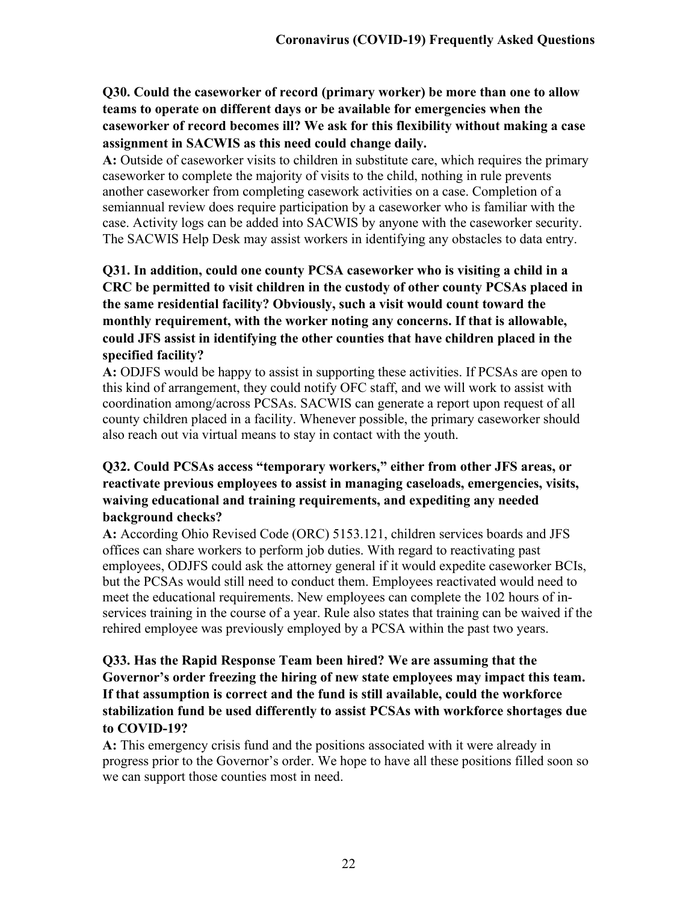**Q30. Could the caseworker of record (primary worker) be more than one to allow teams to operate on different days or be available for emergencies when the caseworker of record becomes ill? We ask for this flexibility without making a case assignment in SACWIS as this need could change daily.**

**A:** Outside of caseworker visits to children in substitute care, which requires the primary caseworker to complete the majority of visits to the child, nothing in rule prevents another caseworker from completing casework activities on a case. Completion of a semiannual review does require participation by a caseworker who is familiar with the case. Activity logs can be added into SACWIS by anyone with the caseworker security. The SACWIS Help Desk may assist workers in identifying any obstacles to data entry.

**Q31. In addition, could one county PCSA caseworker who is visiting a child in a CRC be permitted to visit children in the custody of other county PCSAs placed in the same residential facility? Obviously, such a visit would count toward the monthly requirement, with the worker noting any concerns. If that is allowable, could JFS assist in identifying the other counties that have children placed in the specified facility?**

**A:** ODJFS would be happy to assist in supporting these activities. If PCSAs are open to this kind of arrangement, they could notify OFC staff, and we will work to assist with coordination among/across PCSAs. SACWIS can generate a report upon request of all county children placed in a facility. Whenever possible, the primary caseworker should also reach out via virtual means to stay in contact with the youth.

**Q32. Could PCSAs access "temporary workers," either from other JFS areas, or reactivate previous employees to assist in managing caseloads, emergencies, visits, waiving educational and training requirements, and expediting any needed background checks?**

**A:** According Ohio Revised Code (ORC) 5153.121, children services boards and JFS offices can share workers to perform job duties. With regard to reactivating past employees, ODJFS could ask the attorney general if it would expedite caseworker BCIs, but the PCSAs would still need to conduct them. Employees reactivated would need to meet the educational requirements. New employees can complete the 102 hours of in-services training in the course of a year. Rule also states that training can be waived if the rehired employee was previously employed by a PCSA within the past two years.

**Q33. Has the Rapid Response Team been hired? We are assuming that the Governor's order freezing the hiring of new state employees may impact this team. If that assumption is correct and the fund is still available, could the workforce stabilization fund be used differently to assist PCSAs with workforce shortages due to COVID-19?**

**A:** This emergency crisis fund and the positions associated with it were already in progress prior to the Governor's order. We hope to have all these positions filled soon so we can support those counties most in need.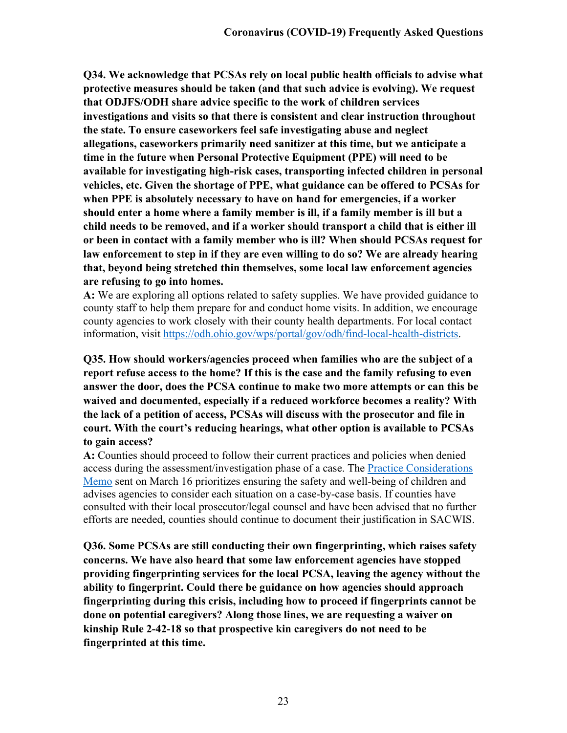**Q34. We acknowledge that PCSAs rely on local public health officials to advise what protective measures should be taken (and that such advice is evolving). We request that ODJFS/ODH share advice specific to the work of children services investigations and visits so that there is consistent and clear instruction throughout the state. To ensure caseworkers feel safe investigating abuse and neglect allegations, caseworkers primarily need sanitizer at this time, but we anticipate a time in the future when Personal Protective Equipment (PPE) will need to be available for investigating high-risk cases, transporting infected children in personal vehicles, etc. Given the shortage of PPE, what guidance can be offered to PCSAs for when PPE is absolutely necessary to have on hand for emergencies, if a worker should enter a home where a family member is ill, if a family member is ill but a child needs to be removed, and if a worker should transport a child that is either ill or been in contact with a family member who is ill? When should PCSAs request for law enforcement to step in if they are even willing to do so? We are already hearing that, beyond being stretched thin themselves, some local law enforcement agencies are refusing to go into homes.**

**A:** We are exploring all options related to safety supplies. We have provided guidance to county staff to help them prepare for and conduct home visits. In addition, we encourage county agencies to work closely with their county health departments. For local contact information, visit [https://odh.ohio.gov/wps/portal/gov/odh/find-local-health-districts](https://odh.ohio.gov/wps/portal/gov/odh/find-local-health-districts).

**Q35. How should workers/agencies proceed when families who are the subject of a report refuse access to the home? If this is the case and the family refusing to even answer the door, does the PCSA continue to make two more attempts or can this be waived and documented, especially if a reduced workforce becomes a reality? With the lack of a petition of access, PCSAs will discuss with the prosecutor and file in court. With the court's reducing hearings, what other option is available to PCSAs to gain access?**

**A:** Counties should proceed to follow their current practices and policies when denied access during the assessment/investigation phase of a case. The Practice Considerations Memo sent on March 16 prioritizes ensuring the safety and well-being of children and advises agencies to consider each situation on a case-by-case basis. If counties have consulted with their local prosecutor/legal counsel and have been advised that no further efforts are needed, counties should continue to document their justification in SACWIS.

**Q36. Some PCSAs are still conducting their own fingerprinting, which raises safety concerns. We have also heard that some law enforcement agencies have stopped providing fingerprinting services for the local PCSA, leaving the agency without the ability to fingerprint. Could there be guidance on how agencies should approach fingerprinting during this crisis, including how to proceed if fingerprints cannot be done on potential caregivers? Along those lines, we are requesting a waiver on kinship Rule 2-42-18 so that prospective kin caregivers do not need to be fingerprinted at this time.**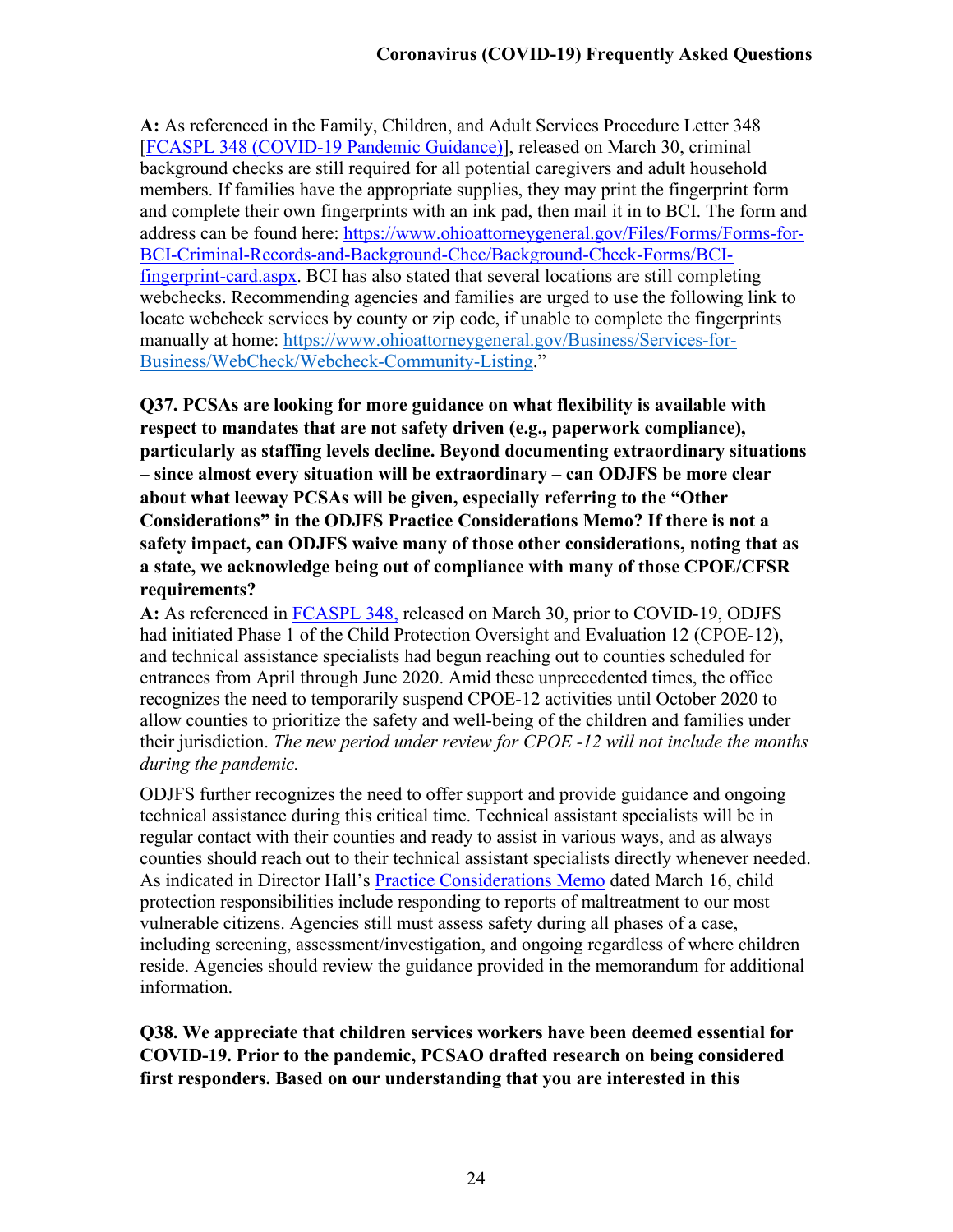**A:** As referenced in the Family, Children, and Adult Services Procedure Letter 348 [[FCASPL 348 (COVID-19 Pandemic Guidance)](#)], released on March 30, criminal background checks are still required for all potential caregivers and adult household members. If families have the appropriate supplies, they may print the fingerprint form and complete their own fingerprints with an ink pad, then mail it in to BCI. The form and address can be found here: [https://www.ohioattorneygeneral.gov/Files/Forms/Forms-for-BCI-Criminal-Records-and-Background-Chec/Background-Check-Forms/BCI-fingerprint-card.aspx](https://www.ohioattorneygeneral.gov/Files/Forms/Forms-for-BCI-Criminal-Records-and-Background-Chec/Background-Check-Forms/BCI-fingerprint-card.aspx). BCI has also stated that several locations are still completing webchecks. Recommending agencies and families are urged to use the following link to locate webcheck services by county or zip code, if unable to complete the fingerprints manually at home: [https://www.ohioattorneygeneral.gov/Business/Services-for-Business/WebCheck/Webcheck-Community-Listing](https://www.ohioattorneygeneral.gov/Business/Services-for-Business/WebCheck/Webcheck-Community-Listing)."

**Q37. PCSAs are looking for more guidance on what flexibility is available with respect to mandates that are not safety driven (e.g., paperwork compliance), particularly as staffing levels decline. Beyond documenting extraordinary situations – since almost every situation will be extraordinary – can ODJFS be more clear about what leeway PCSAs will be given, especially referring to the "Other Considerations" in the ODJFS Practice Considerations Memo? If there is not a safety impact, can ODJFS waive many of those other considerations, noting that as a state, we acknowledge being out of compliance with many of those CPOE/CFSR requirements?**

**A:** As referenced in [FCASPL 348,](#) released on March 30, prior to COVID-19, ODJFS had initiated Phase 1 of the Child Protection Oversight and Evaluation 12 (CPOE-12), and technical assistance specialists had begun reaching out to counties scheduled for entrances from April through June 2020. Amid these unprecedented times, the office recognizes the need to temporarily suspend CPOE-12 activities until October 2020 to allow counties to prioritize the safety and well-being of the children and families under their jurisdiction. *The new period under review for CPOE -12 will not include the months during the pandemic.*

ODJFS further recognizes the need to offer support and provide guidance and ongoing technical assistance during this critical time. Technical assistant specialists will be in regular contact with their counties and ready to assist in various ways, and as always counties should reach out to their technical assistant specialists directly whenever needed. As indicated in Director Hall's [Practice Considerations Memo](#) dated March 16, child protection responsibilities include responding to reports of maltreatment to our most vulnerable citizens. Agencies still must assess safety during all phases of a case, including screening, assessment/investigation, and ongoing regardless of where children reside. Agencies should review the guidance provided in the memorandum for additional information.

**Q38. We appreciate that children services workers have been deemed essential for COVID-19. Prior to the pandemic, PCSAO drafted research on being considered first responders. Based on our understanding that you are interested in this**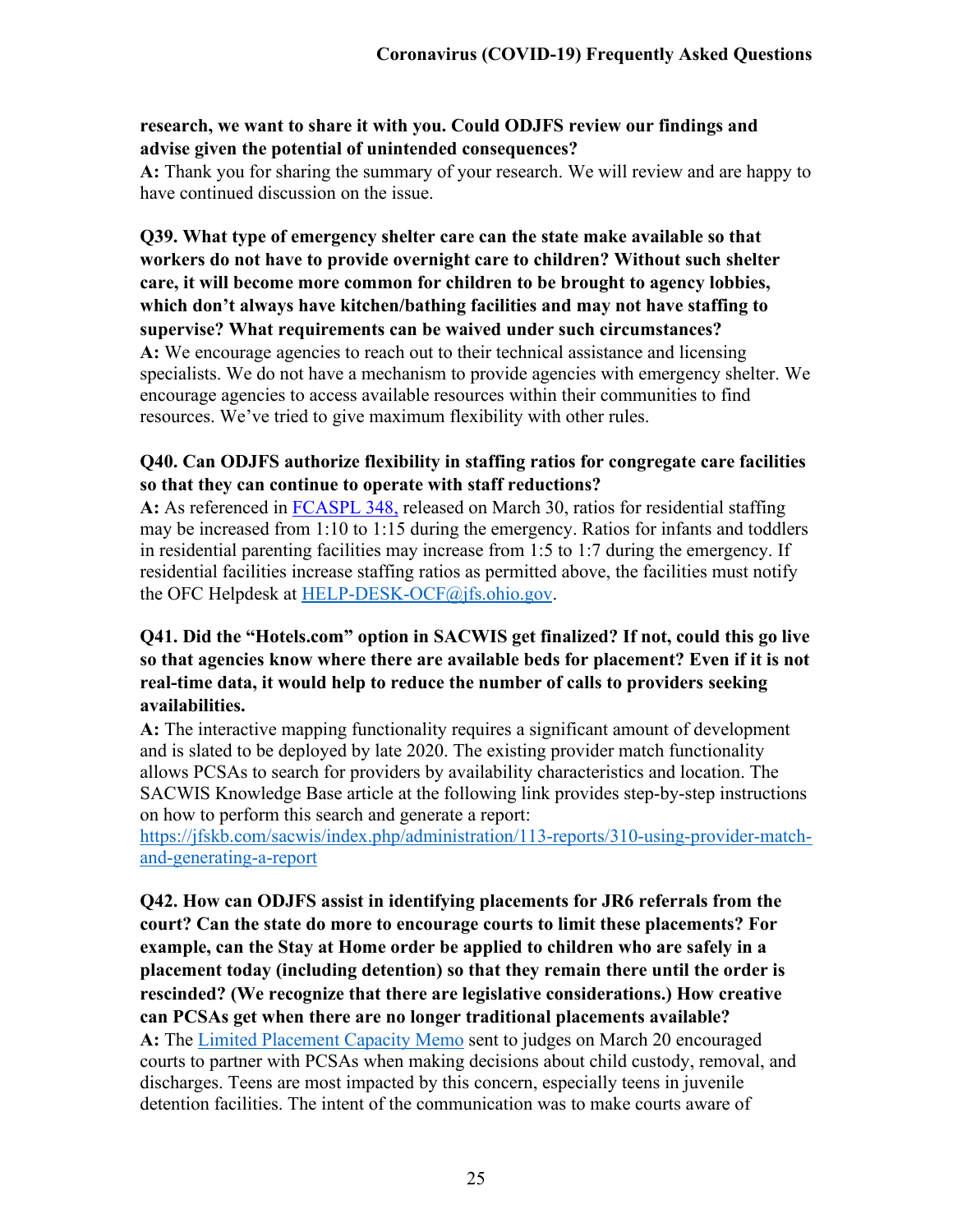**research, we want to share it with you. Could ODJFS review our findings and advise given the potential of unintended consequences?**
**A:** Thank you for sharing the summary of your research. We will review and are happy to have continued discussion on the issue.

**Q39. What type of emergency shelter care can the state make available so that workers do not have to provide overnight care to children? Without such shelter care, it will become more common for children to be brought to agency lobbies, which don't always have kitchen/bathing facilities and may not have staffing to supervise? What requirements can be waived under such circumstances?**
**A:** We encourage agencies to reach out to their technical assistance and licensing specialists. We do not have a mechanism to provide agencies with emergency shelter. We encourage agencies to access available resources within their communities to find resources. We've tried to give maximum flexibility with other rules.

**Q40. Can ODJFS authorize flexibility in staffing ratios for congregate care facilities so that they can continue to operate with staff reductions?**
**A:** As referenced in FCASPL 348, released on March 30, ratios for residential staffing may be increased from 1:10 to 1:15 during the emergency. Ratios for infants and toddlers in residential parenting facilities may increase from 1:5 to 1:7 during the emergency. If residential facilities increase staffing ratios as permitted above, the facilities must notify the OFC Helpdesk at HELP-DESK-OCF@jfs.ohio.gov.

**Q41. Did the "Hotels.com" option in SACWIS get finalized? If not, could this go live so that agencies know where there are available beds for placement? Even if it is not real-time data, it would help to reduce the number of calls to providers seeking availabilities.**
**A:** The interactive mapping functionality requires a significant amount of development and is slated to be deployed by late 2020. The existing provider match functionality allows PCSAs to search for providers by availability characteristics and location. The SACWIS Knowledge Base article at the following link provides step-by-step instructions on how to perform this search and generate a report:
https://jfskb.com/sacwis/index.php/administration/113-reports/310-using-provider-match-and-generating-a-report

**Q42. How can ODJFS assist in identifying placements for JR6 referrals from the court? Can the state do more to encourage courts to limit these placements? For example, can the Stay at Home order be applied to children who are safely in a placement today (including detention) so that they remain there until the order is rescinded? (We recognize that there are legislative considerations.) How creative can PCSAs get when there are no longer traditional placements available?**
**A:** The Limited Placement Capacity Memo sent to judges on March 20 encouraged courts to partner with PCSAs when making decisions about child custody, removal, and discharges. Teens are most impacted by this concern, especially teens in juvenile detention facilities. The intent of the communication was to make courts aware of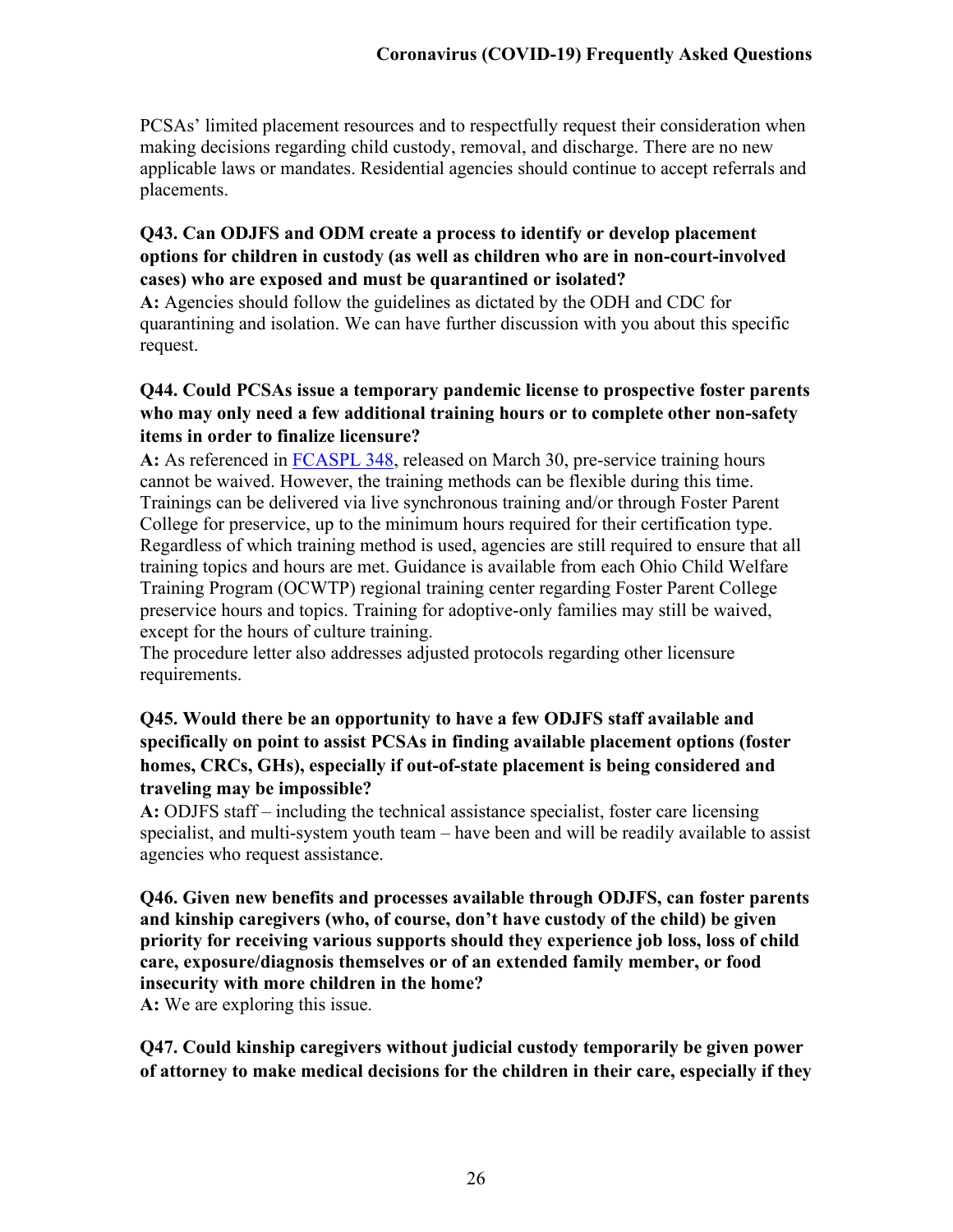PCSAs' limited placement resources and to respectfully request their consideration when making decisions regarding child custody, removal, and discharge. There are no new applicable laws or mandates. Residential agencies should continue to accept referrals and placements.

**Q43. Can ODJFS and ODM create a process to identify or develop placement options for children in custody (as well as children who are in non-court-involved cases) who are exposed and must be quarantined or isolated?**

**A:** Agencies should follow the guidelines as dictated by the ODH and CDC for quarantining and isolation. We can have further discussion with you about this specific request.

**Q44. Could PCSAs issue a temporary pandemic license to prospective foster parents who may only need a few additional training hours or to complete other non-safety items in order to finalize licensure?**

**A:** As referenced in FCASPL 348, released on March 30, pre-service training hours cannot be waived. However, the training methods can be flexible during this time. Trainings can be delivered via live synchronous training and/or through Foster Parent College for preservice, up to the minimum hours required for their certification type. Regardless of which training method is used, agencies are still required to ensure that all training topics and hours are met. Guidance is available from each Ohio Child Welfare Training Program (OCWTP) regional training center regarding Foster Parent College preservice hours and topics. Training for adoptive-only families may still be waived, except for the hours of culture training.

The procedure letter also addresses adjusted protocols regarding other licensure requirements.

**Q45. Would there be an opportunity to have a few ODJFS staff available and specifically on point to assist PCSAs in finding available placement options (foster homes, CRCs, GHs), especially if out-of-state placement is being considered and traveling may be impossible?**

**A:** ODJFS staff – including the technical assistance specialist, foster care licensing specialist, and multi-system youth team – have been and will be readily available to assist agencies who request assistance.

**Q46. Given new benefits and processes available through ODJFS, can foster parents and kinship caregivers (who, of course, don't have custody of the child) be given priority for receiving various supports should they experience job loss, loss of child care, exposure/diagnosis themselves or of an extended family member, or food insecurity with more children in the home?**

**A:** We are exploring this issue.

**Q47. Could kinship caregivers without judicial custody temporarily be given power of attorney to make medical decisions for the children in their care, especially if they**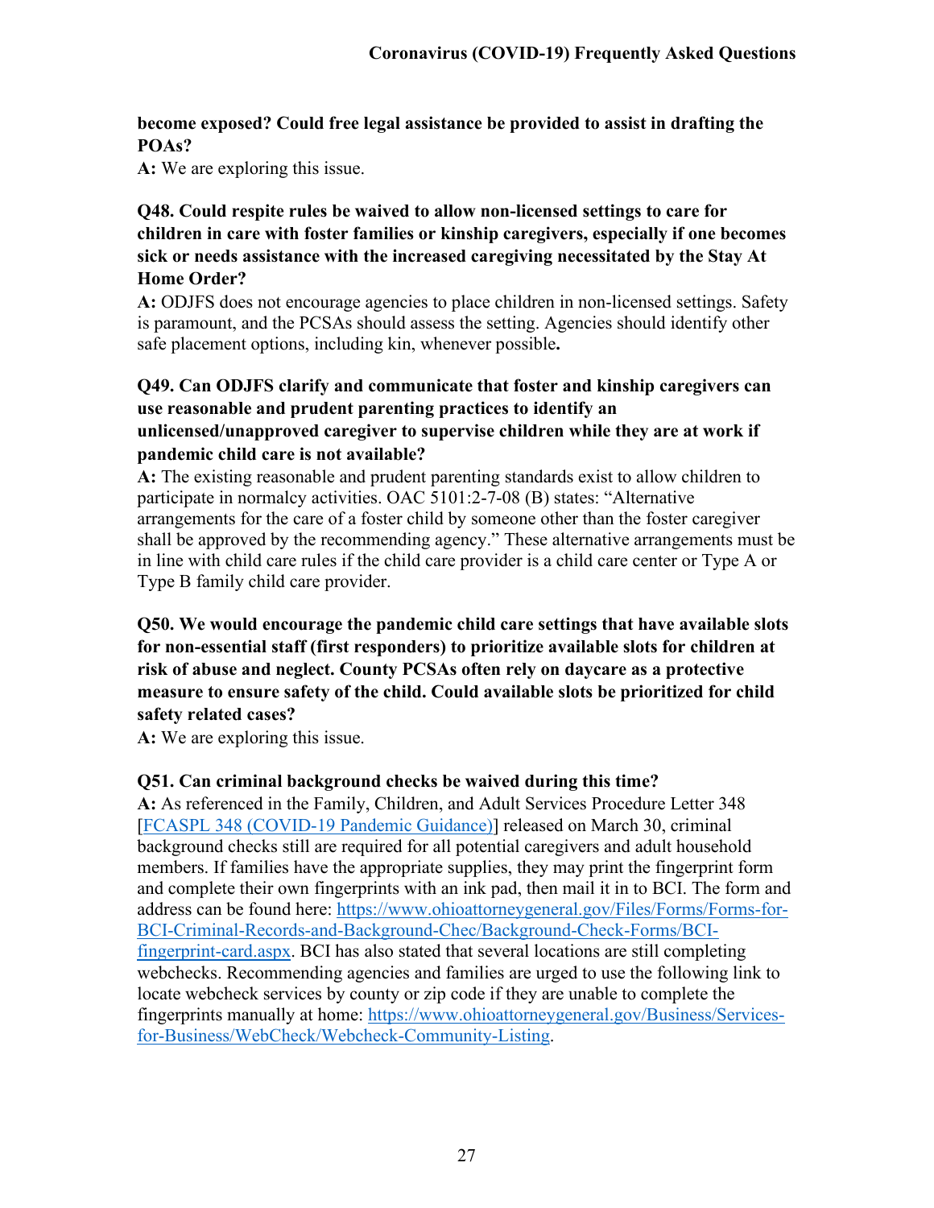**become exposed? Could free legal assistance be provided to assist in drafting the POAs?**

**A:** We are exploring this issue.

**Q48. Could respite rules be waived to allow non-licensed settings to care for children in care with foster families or kinship caregivers, especially if one becomes sick or needs assistance with the increased caregiving necessitated by the Stay At Home Order?**

**A:** ODJFS does not encourage agencies to place children in non-licensed settings. Safety is paramount, and the PCSAs should assess the setting. Agencies should identify other safe placement options, including kin, whenever possible**.**

**Q49. Can ODJFS clarify and communicate that foster and kinship caregivers can use reasonable and prudent parenting practices to identify an unlicensed/unapproved caregiver to supervise children while they are at work if pandemic child care is not available?**

**A:** The existing reasonable and prudent parenting standards exist to allow children to participate in normalcy activities. OAC 5101:2-7-08 (B) states: "Alternative arrangements for the care of a foster child by someone other than the foster caregiver shall be approved by the recommending agency." These alternative arrangements must be in line with child care rules if the child care provider is a child care center or Type A or Type B family child care provider.

**Q50. We would encourage the pandemic child care settings that have available slots for non-essential staff (first responders) to prioritize available slots for children at risk of abuse and neglect. County PCSAs often rely on daycare as a protective measure to ensure safety of the child. Could available slots be prioritized for child safety related cases?**

**A:** We are exploring this issue.

**Q51. Can criminal background checks be waived during this time?**

**A:** As referenced in the Family, Children, and Adult Services Procedure Letter 348 [FCASPL 348 (COVID-19 Pandemic Guidance)] released on March 30, criminal background checks still are required for all potential caregivers and adult household members. If families have the appropriate supplies, they may print the fingerprint form and complete their own fingerprints with an ink pad, then mail it in to BCI. The form and address can be found here: https://www.ohioattorneygeneral.gov/Files/Forms/Forms-for-BCI-Criminal-Records-and-Background-Chec/Background-Check-Forms/BCI-fingerprint-card.aspx. BCI has also stated that several locations are still completing webchecks. Recommending agencies and families are urged to use the following link to locate webcheck services by county or zip code if they are unable to complete the fingerprints manually at home: https://www.ohioattorneygeneral.gov/Business/Services-for-Business/WebCheck/Webcheck-Community-Listing.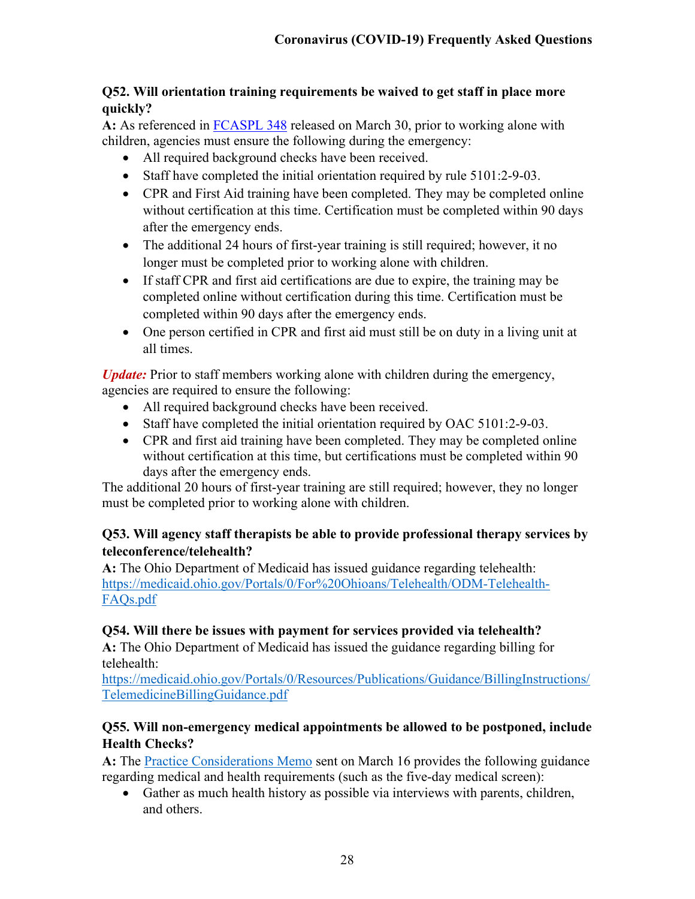### Q52. Will orientation training requirements be waived to get staff in place more quickly?

**A:** As referenced in [FCASPL 348](FCASPL 348) released on March 30, prior to working alone with children, agencies must ensure the following during the emergency:

- All required background checks have been received.
- Staff have completed the initial orientation required by rule 5101:2-9-03.
- CPR and First Aid training have been completed. They may be completed online without certification at this time. Certification must be completed within 90 days after the emergency ends.
- The additional 24 hours of first-year training is still required; however, it no longer must be completed prior to working alone with children.
- If staff CPR and first aid certifications are due to expire, the training may be completed online without certification during this time. Certification must be completed within 90 days after the emergency ends.
- One person certified in CPR and first aid must still be on duty in a living unit at all times.

***Update:*** Prior to staff members working alone with children during the emergency, agencies are required to ensure the following:

- All required background checks have been received.
- Staff have completed the initial orientation required by OAC 5101:2-9-03.
- CPR and first aid training have been completed. They may be completed online without certification at this time, but certifications must be completed within 90 days after the emergency ends.

The additional 20 hours of first-year training are still required; however, they no longer must be completed prior to working alone with children.

### Q53. Will agency staff therapists be able to provide professional therapy services by teleconference/telehealth?

**A:** The Ohio Department of Medicaid has issued guidance regarding telehealth: https://medicaid.ohio.gov/Portals/0/For%20Ohioans/Telehealth/ODM-Telehealth-FAQs.pdf

### Q54. Will there be issues with payment for services provided via telehealth?

**A:** The Ohio Department of Medicaid has issued the guidance regarding billing for telehealth: https://medicaid.ohio.gov/Portals/0/Resources/Publications/Guidance/BillingInstructions/TelemedicineBillingGuidance.pdf

### Q55. Will non-emergency medical appointments be allowed to be postponed, include Health Checks?

**A:** The Practice Considerations Memo sent on March 16 provides the following guidance regarding medical and health requirements (such as the five-day medical screen):

- Gather as much health history as possible via interviews with parents, children, and others.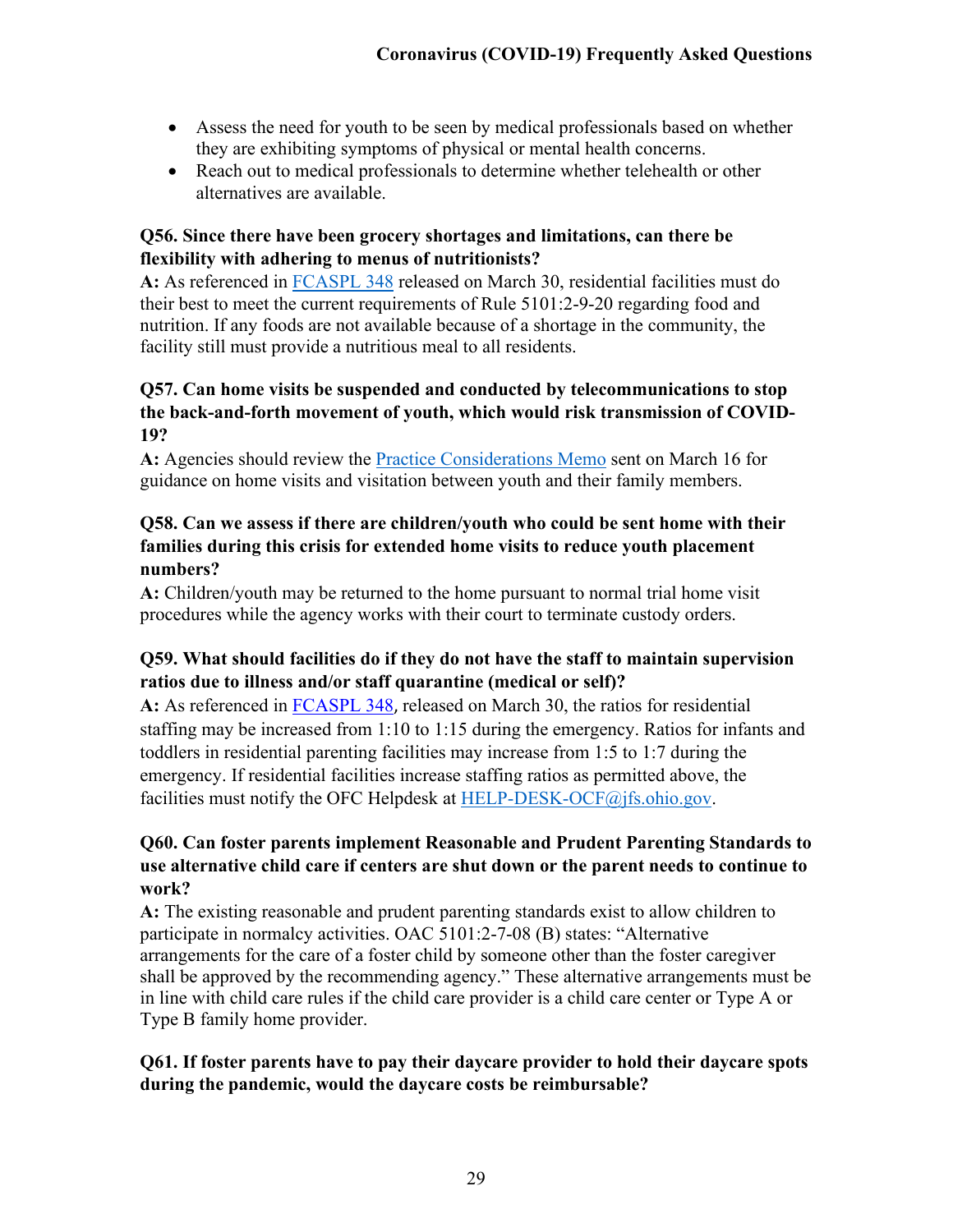- Assess the need for youth to be seen by medical professionals based on whether they are exhibiting symptoms of physical or mental health concerns.
- Reach out to medical professionals to determine whether telehealth or other alternatives are available.

**Q56. Since there have been grocery shortages and limitations, can there be flexibility with adhering to menus of nutritionists?**

**A:** As referenced in FCASPL 348 released on March 30, residential facilities must do their best to meet the current requirements of Rule 5101:2-9-20 regarding food and nutrition. If any foods are not available because of a shortage in the community, the facility still must provide a nutritious meal to all residents.

**Q57. Can home visits be suspended and conducted by telecommunications to stop the back-and-forth movement of youth, which would risk transmission of COVID-19?**

**A:** Agencies should review the Practice Considerations Memo sent on March 16 for guidance on home visits and visitation between youth and their family members.

**Q58. Can we assess if there are children/youth who could be sent home with their families during this crisis for extended home visits to reduce youth placement numbers?**

**A:** Children/youth may be returned to the home pursuant to normal trial home visit procedures while the agency works with their court to terminate custody orders.

**Q59. What should facilities do if they do not have the staff to maintain supervision ratios due to illness and/or staff quarantine (medical or self)?**

**A:** As referenced in FCASPL 348, released on March 30, the ratios for residential staffing may be increased from 1:10 to 1:15 during the emergency. Ratios for infants and toddlers in residential parenting facilities may increase from 1:5 to 1:7 during the emergency. If residential facilities increase staffing ratios as permitted above, the facilities must notify the OFC Helpdesk at HELP-DESK-OCF@jfs.ohio.gov.

**Q60. Can foster parents implement Reasonable and Prudent Parenting Standards to use alternative child care if centers are shut down or the parent needs to continue to work?**

**A:** The existing reasonable and prudent parenting standards exist to allow children to participate in normalcy activities. OAC 5101:2-7-08 (B) states: "Alternative arrangements for the care of a foster child by someone other than the foster caregiver shall be approved by the recommending agency." These alternative arrangements must be in line with child care rules if the child care provider is a child care center or Type A or Type B family home provider.

**Q61. If foster parents have to pay their daycare provider to hold their daycare spots during the pandemic, would the daycare costs be reimbursable?**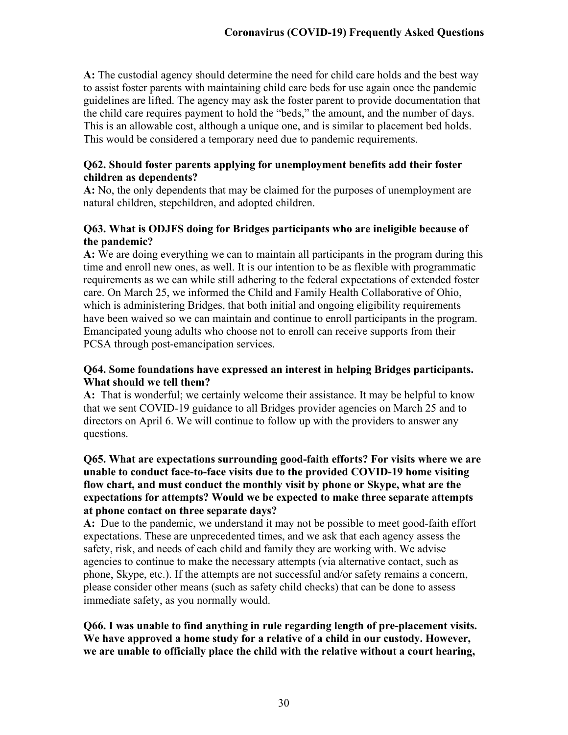**A:** The custodial agency should determine the need for child care holds and the best way to assist foster parents with maintaining child care beds for use again once the pandemic guidelines are lifted. The agency may ask the foster parent to provide documentation that the child care requires payment to hold the "beds," the amount, and the number of days. This is an allowable cost, although a unique one, and is similar to placement bed holds. This would be considered a temporary need due to pandemic requirements.

**Q62. Should foster parents applying for unemployment benefits add their foster children as dependents?**

**A:** No, the only dependents that may be claimed for the purposes of unemployment are natural children, stepchildren, and adopted children.

**Q63. What is ODJFS doing for Bridges participants who are ineligible because of the pandemic?**

**A:** We are doing everything we can to maintain all participants in the program during this time and enroll new ones, as well. It is our intention to be as flexible with programmatic requirements as we can while still adhering to the federal expectations of extended foster care. On March 25, we informed the Child and Family Health Collaborative of Ohio, which is administering Bridges, that both initial and ongoing eligibility requirements have been waived so we can maintain and continue to enroll participants in the program. Emancipated young adults who choose not to enroll can receive supports from their PCSA through post-emancipation services.

**Q64. Some foundations have expressed an interest in helping Bridges participants. What should we tell them?**

**A:** That is wonderful; we certainly welcome their assistance. It may be helpful to know that we sent COVID-19 guidance to all Bridges provider agencies on March 25 and to directors on April 6. We will continue to follow up with the providers to answer any questions.

**Q65. What are expectations surrounding good-faith efforts? For visits where we are unable to conduct face-to-face visits due to the provided COVID-19 home visiting flow chart, and must conduct the monthly visit by phone or Skype, what are the expectations for attempts? Would we be expected to make three separate attempts at phone contact on three separate days?**

**A:** Due to the pandemic, we understand it may not be possible to meet good-faith effort expectations. These are unprecedented times, and we ask that each agency assess the safety, risk, and needs of each child and family they are working with. We advise agencies to continue to make the necessary attempts (via alternative contact, such as phone, Skype, etc.). If the attempts are not successful and/or safety remains a concern, please consider other means (such as safety child checks) that can be done to assess immediate safety, as you normally would.

**Q66. I was unable to find anything in rule regarding length of pre-placement visits. We have approved a home study for a relative of a child in our custody. However, we are unable to officially place the child with the relative without a court hearing,**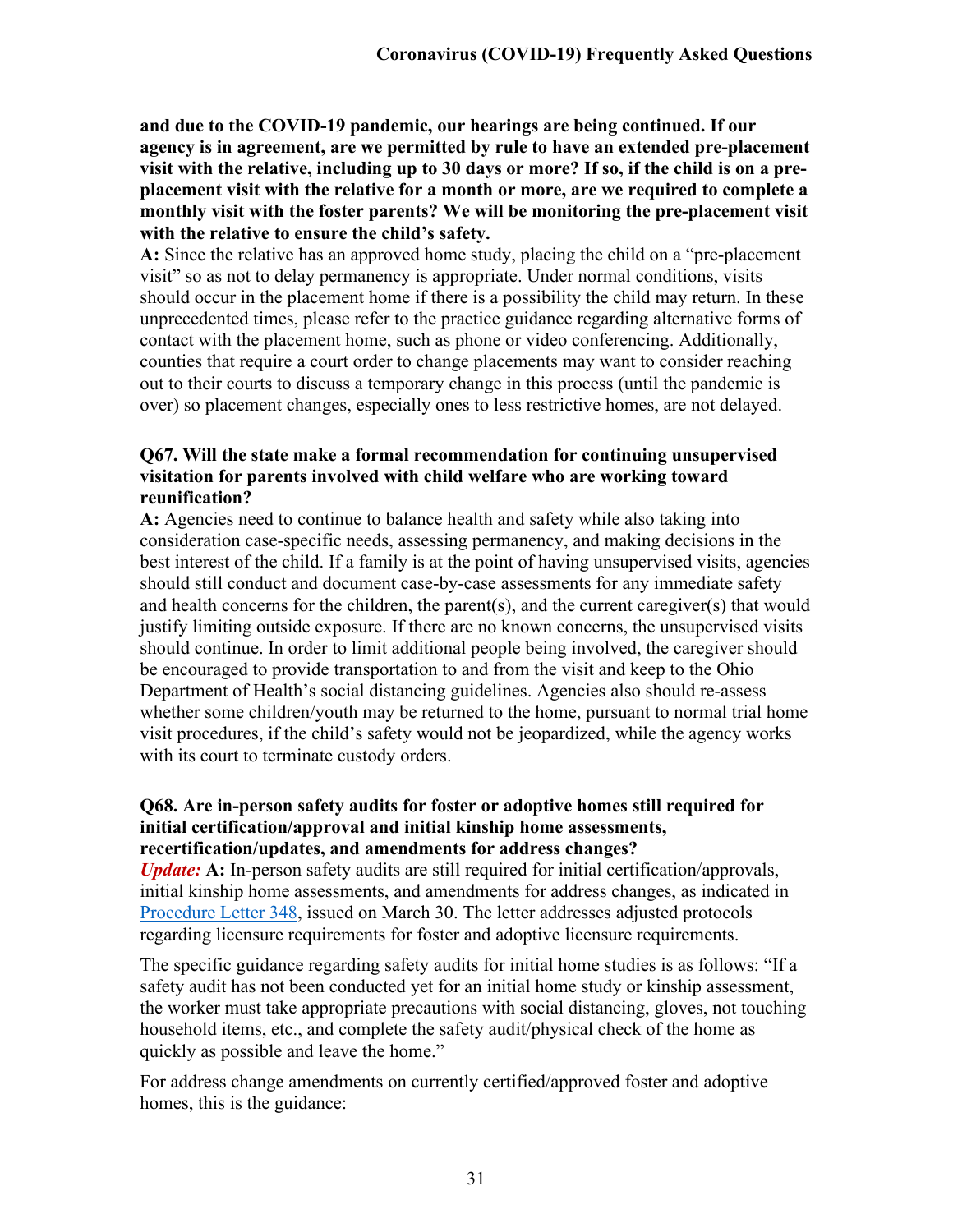**and due to the COVID-19 pandemic, our hearings are being continued. If our agency is in agreement, are we permitted by rule to have an extended pre-placement visit with the relative, including up to 30 days or more? If so, if the child is on a pre-placement visit with the relative for a month or more, are we required to complete a monthly visit with the foster parents? We will be monitoring the pre-placement visit with the relative to ensure the child's safety.**

**A:** Since the relative has an approved home study, placing the child on a "pre-placement visit" so as not to delay permanency is appropriate. Under normal conditions, visits should occur in the placement home if there is a possibility the child may return. In these unprecedented times, please refer to the practice guidance regarding alternative forms of contact with the placement home, such as phone or video conferencing. Additionally, counties that require a court order to change placements may want to consider reaching out to their courts to discuss a temporary change in this process (until the pandemic is over) so placement changes, especially ones to less restrictive homes, are not delayed.

**Q67. Will the state make a formal recommendation for continuing unsupervised visitation for parents involved with child welfare who are working toward reunification?**

**A:** Agencies need to continue to balance health and safety while also taking into consideration case-specific needs, assessing permanency, and making decisions in the best interest of the child. If a family is at the point of having unsupervised visits, agencies should still conduct and document case-by-case assessments for any immediate safety and health concerns for the children, the parent(s), and the current caregiver(s) that would justify limiting outside exposure. If there are no known concerns, the unsupervised visits should continue. In order to limit additional people being involved, the caregiver should be encouraged to provide transportation to and from the visit and keep to the Ohio Department of Health's social distancing guidelines. Agencies also should re-assess whether some children/youth may be returned to the home, pursuant to normal trial home visit procedures, if the child's safety would not be jeopardized, while the agency works with its court to terminate custody orders.

**Q68. Are in-person safety audits for foster or adoptive homes still required for initial certification/approval and initial kinship home assessments, recertification/updates, and amendments for address changes?**

***Update:*** **A:** In-person safety audits are still required for initial certification/approvals, initial kinship home assessments, and amendments for address changes, as indicated in Procedure Letter 348, issued on March 30. The letter addresses adjusted protocols regarding licensure requirements for foster and adoptive licensure requirements.

The specific guidance regarding safety audits for initial home studies is as follows: "If a safety audit has not been conducted yet for an initial home study or kinship assessment, the worker must take appropriate precautions with social distancing, gloves, not touching household items, etc., and complete the safety audit/physical check of the home as quickly as possible and leave the home."

For address change amendments on currently certified/approved foster and adoptive homes, this is the guidance: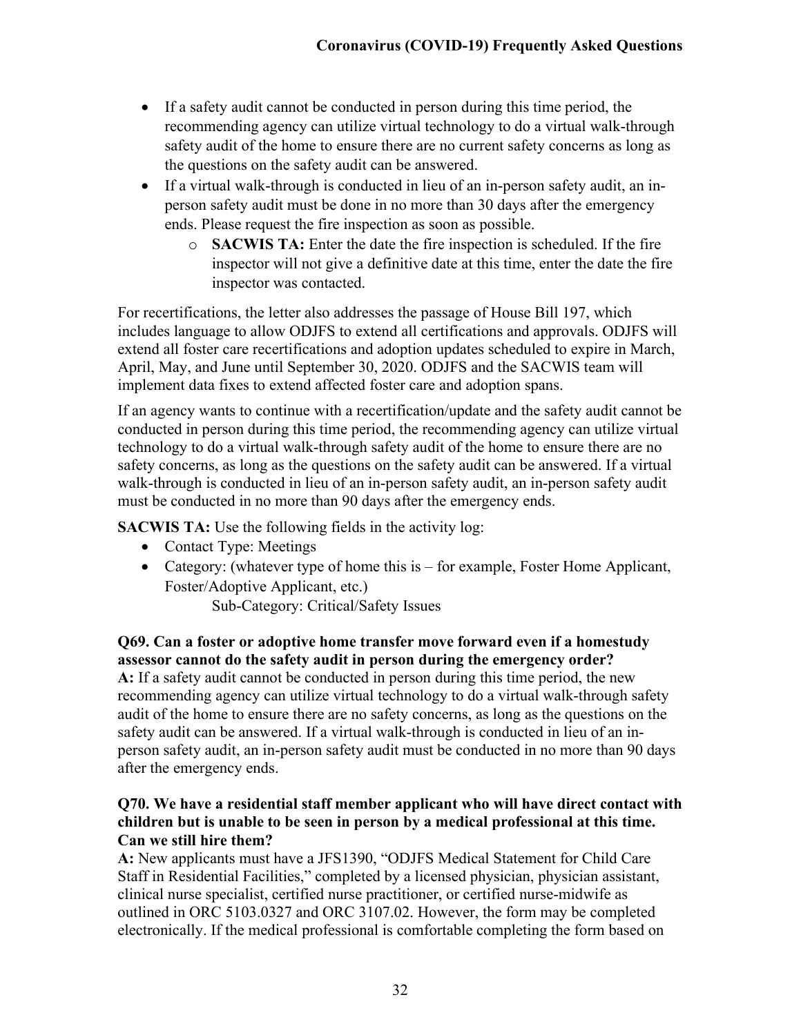- If a safety audit cannot be conducted in person during this time period, the recommending agency can utilize virtual technology to do a virtual walk-through safety audit of the home to ensure there are no current safety concerns as long as the questions on the safety audit can be answered.
- If a virtual walk-through is conducted in lieu of an in-person safety audit, an in-person safety audit must be done in no more than 30 days after the emergency ends. Please request the fire inspection as soon as possible.
  - **SACWIS TA:** Enter the date the fire inspection is scheduled. If the fire inspector will not give a definitive date at this time, enter the date the fire inspector was contacted.

For recertifications, the letter also addresses the passage of House Bill 197, which includes language to allow ODJFS to extend all certifications and approvals. ODJFS will extend all foster care recertifications and adoption updates scheduled to expire in March, April, May, and June until September 30, 2020. ODJFS and the SACWIS team will implement data fixes to extend affected foster care and adoption spans.

If an agency wants to continue with a recertification/update and the safety audit cannot be conducted in person during this time period, the recommending agency can utilize virtual technology to do a virtual walk-through safety audit of the home to ensure there are no safety concerns, as long as the questions on the safety audit can be answered. If a virtual walk-through is conducted in lieu of an in-person safety audit, an in-person safety audit must be conducted in no more than 90 days after the emergency ends.

**SACWIS TA:** Use the following fields in the activity log:

- Contact Type: Meetings
- Category: (whatever type of home this is – for example, Foster Home Applicant, Foster/Adoptive Applicant, etc.)
  
  Sub-Category: Critical/Safety Issues

**Q69. Can a foster or adoptive home transfer move forward even if a homestudy assessor cannot do the safety audit in person during the emergency order?**

**A:** If a safety audit cannot be conducted in person during this time period, the new recommending agency can utilize virtual technology to do a virtual walk-through safety audit of the home to ensure there are no safety concerns, as long as the questions on the safety audit can be answered. If a virtual walk-through is conducted in lieu of an in-person safety audit, an in-person safety audit must be conducted in no more than 90 days after the emergency ends.

**Q70. We have a residential staff member applicant who will have direct contact with children but is unable to be seen in person by a medical professional at this time. Can we still hire them?**

**A:** New applicants must have a JFS1390, "ODJFS Medical Statement for Child Care Staff in Residential Facilities," completed by a licensed physician, physician assistant, clinical nurse specialist, certified nurse practitioner, or certified nurse-midwife as outlined in ORC 5103.0327 and ORC 3107.02. However, the form may be completed electronically. If the medical professional is comfortable completing the form based on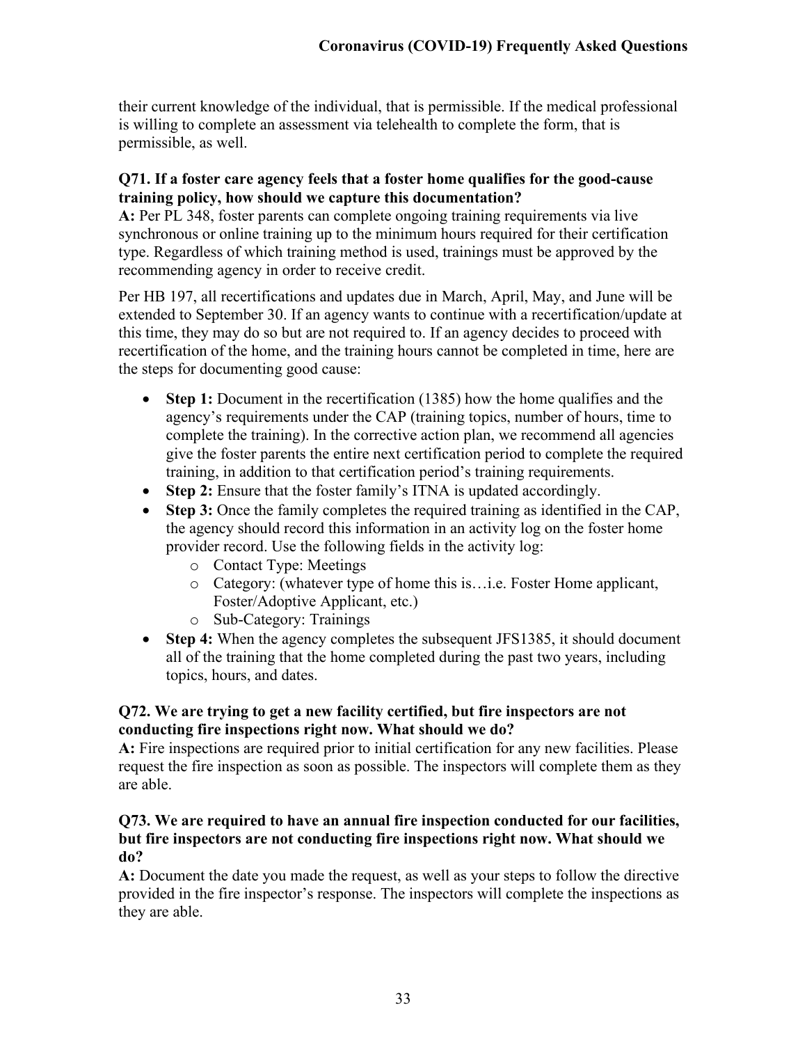their current knowledge of the individual, that is permissible. If the medical professional is willing to complete an assessment via telehealth to complete the form, that is permissible, as well.

**Q71. If a foster care agency feels that a foster home qualifies for the good-cause training policy, how should we capture this documentation?**

**A:** Per PL 348, foster parents can complete ongoing training requirements via live synchronous or online training up to the minimum hours required for their certification type. Regardless of which training method is used, trainings must be approved by the recommending agency in order to receive credit.

Per HB 197, all recertifications and updates due in March, April, May, and June will be extended to September 30. If an agency wants to continue with a recertification/update at this time, they may do so but are not required to. If an agency decides to proceed with recertification of the home, and the training hours cannot be completed in time, here are the steps for documenting good cause:

- **Step 1:** Document in the recertification (1385) how the home qualifies and the agency's requirements under the CAP (training topics, number of hours, time to complete the training). In the corrective action plan, we recommend all agencies give the foster parents the entire next certification period to complete the required training, in addition to that certification period's training requirements.
- **Step 2:** Ensure that the foster family's ITNA is updated accordingly.
- **Step 3:** Once the family completes the required training as identified in the CAP, the agency should record this information in an activity log on the foster home provider record. Use the following fields in the activity log:
  - Contact Type: Meetings
  - Category: (whatever type of home this is…i.e. Foster Home applicant, Foster/Adoptive Applicant, etc.)
  - Sub-Category: Trainings
- **Step 4:** When the agency completes the subsequent JFS1385, it should document all of the training that the home completed during the past two years, including topics, hours, and dates.

**Q72. We are trying to get a new facility certified, but fire inspectors are not conducting fire inspections right now. What should we do?**

**A:** Fire inspections are required prior to initial certification for any new facilities. Please request the fire inspection as soon as possible. The inspectors will complete them as they are able.

**Q73. We are required to have an annual fire inspection conducted for our facilities, but fire inspectors are not conducting fire inspections right now. What should we do?**

**A:** Document the date you made the request, as well as your steps to follow the directive provided in the fire inspector's response. The inspectors will complete the inspections as they are able.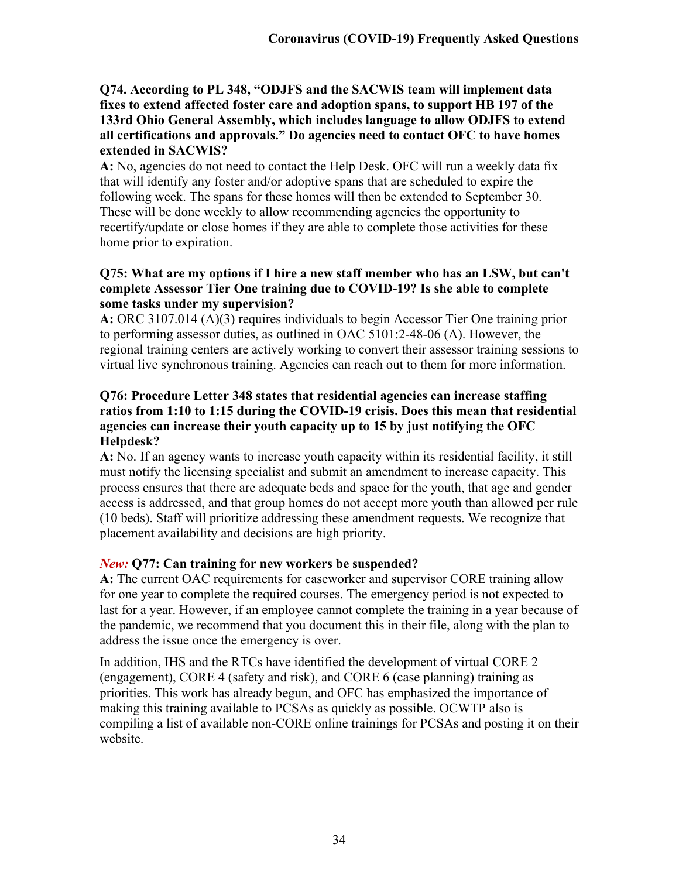**Q74. According to PL 348, "ODJFS and the SACWIS team will implement data fixes to extend affected foster care and adoption spans, to support HB 197 of the 133rd Ohio General Assembly, which includes language to allow ODJFS to extend all certifications and approvals." Do agencies need to contact OFC to have homes extended in SACWIS?**

**A:** No, agencies do not need to contact the Help Desk. OFC will run a weekly data fix that will identify any foster and/or adoptive spans that are scheduled to expire the following week. The spans for these homes will then be extended to September 30. These will be done weekly to allow recommending agencies the opportunity to recertify/update or close homes if they are able to complete those activities for these home prior to expiration.

**Q75: What are my options if I hire a new staff member who has an LSW, but can't complete Assessor Tier One training due to COVID-19? Is she able to complete some tasks under my supervision?**

**A:** ORC 3107.014 (A)(3) requires individuals to begin Accessor Tier One training prior to performing assessor duties, as outlined in OAC 5101:2-48-06 (A). However, the regional training centers are actively working to convert their assessor training sessions to virtual live synchronous training. Agencies can reach out to them for more information.

**Q76: Procedure Letter 348 states that residential agencies can increase staffing ratios from 1:10 to 1:15 during the COVID-19 crisis. Does this mean that residential agencies can increase their youth capacity up to 15 by just notifying the OFC Helpdesk?**

**A:** No. If an agency wants to increase youth capacity within its residential facility, it still must notify the licensing specialist and submit an amendment to increase capacity. This process ensures that there are adequate beds and space for the youth, that age and gender access is addressed, and that group homes do not accept more youth than allowed per rule (10 beds). Staff will prioritize addressing these amendment requests. We recognize that placement availability and decisions are high priority.

*New:* **Q77: Can training for new workers be suspended?**

**A:** The current OAC requirements for caseworker and supervisor CORE training allow for one year to complete the required courses. The emergency period is not expected to last for a year. However, if an employee cannot complete the training in a year because of the pandemic, we recommend that you document this in their file, along with the plan to address the issue once the emergency is over.

In addition, IHS and the RTCs have identified the development of virtual CORE 2 (engagement), CORE 4 (safety and risk), and CORE 6 (case planning) training as priorities. This work has already begun, and OFC has emphasized the importance of making this training available to PCSAs as quickly as possible. OCWTP also is compiling a list of available non-CORE online trainings for PCSAs and posting it on their website.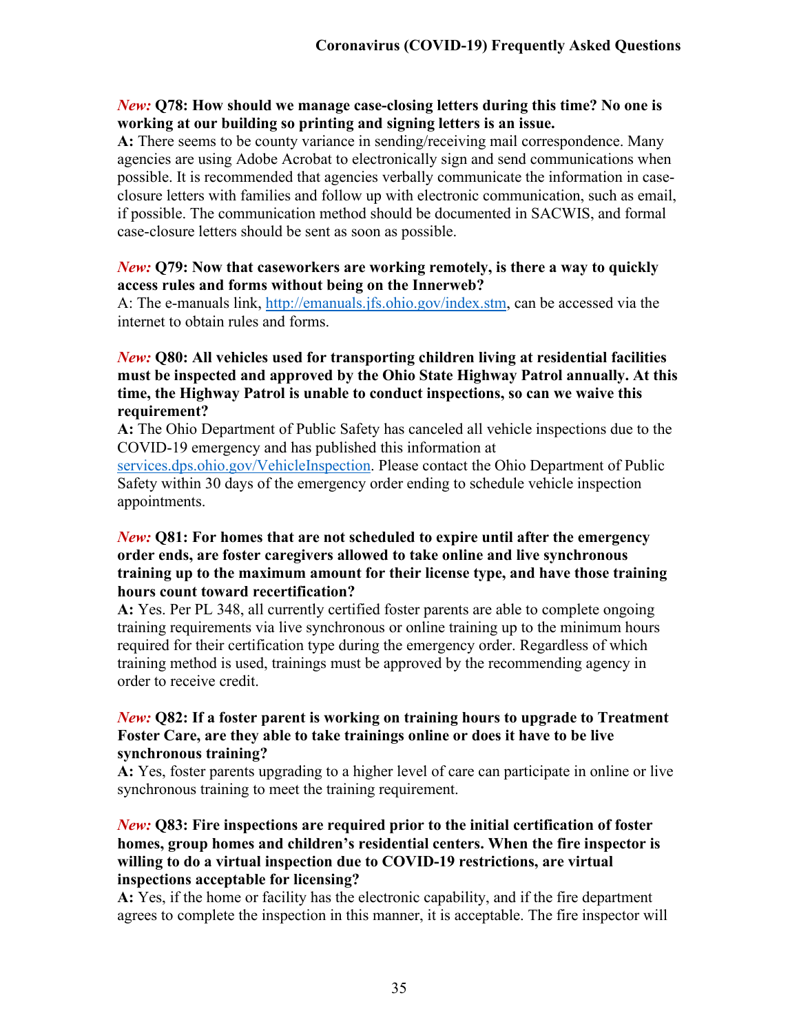*New:* **Q78: How should we manage case-closing letters during this time? No one is working at our building so printing and signing letters is an issue.**

**A:** There seems to be county variance in sending/receiving mail correspondence. Many agencies are using Adobe Acrobat to electronically sign and send communications when possible. It is recommended that agencies verbally communicate the information in case-closure letters with families and follow up with electronic communication, such as email, if possible. The communication method should be documented in SACWIS, and formal case-closure letters should be sent as soon as possible.

*New:* **Q79: Now that caseworkers are working remotely, is there a way to quickly access rules and forms without being on the Innerweb?**

A: The e-manuals link, [http://emanuals.jfs.ohio.gov/index.stm](http://emanuals.jfs.ohio.gov/index.stm), can be accessed via the internet to obtain rules and forms.

*New:* **Q80: All vehicles used for transporting children living at residential facilities must be inspected and approved by the Ohio State Highway Patrol annually. At this time, the Highway Patrol is unable to conduct inspections, so can we waive this requirement?**

**A:** The Ohio Department of Public Safety has canceled all vehicle inspections due to the COVID-19 emergency and has published this information at [services.dps.ohio.gov/VehicleInspection](services.dps.ohio.gov/VehicleInspection). Please contact the Ohio Department of Public Safety within 30 days of the emergency order ending to schedule vehicle inspection appointments.

*New:* **Q81: For homes that are not scheduled to expire until after the emergency order ends, are foster caregivers allowed to take online and live synchronous training up to the maximum amount for their license type, and have those training hours count toward recertification?**

**A:** Yes. Per PL 348, all currently certified foster parents are able to complete ongoing training requirements via live synchronous or online training up to the minimum hours required for their certification type during the emergency order. Regardless of which training method is used, trainings must be approved by the recommending agency in order to receive credit.

*New:* **Q82: If a foster parent is working on training hours to upgrade to Treatment Foster Care, are they able to take trainings online or does it have to be live synchronous training?**

**A:** Yes, foster parents upgrading to a higher level of care can participate in online or live synchronous training to meet the training requirement.

*New:* **Q83: Fire inspections are required prior to the initial certification of foster homes, group homes and children's residential centers. When the fire inspector is willing to do a virtual inspection due to COVID-19 restrictions, are virtual inspections acceptable for licensing?**

**A:** Yes, if the home or facility has the electronic capability, and if the fire department agrees to complete the inspection in this manner, it is acceptable. The fire inspector will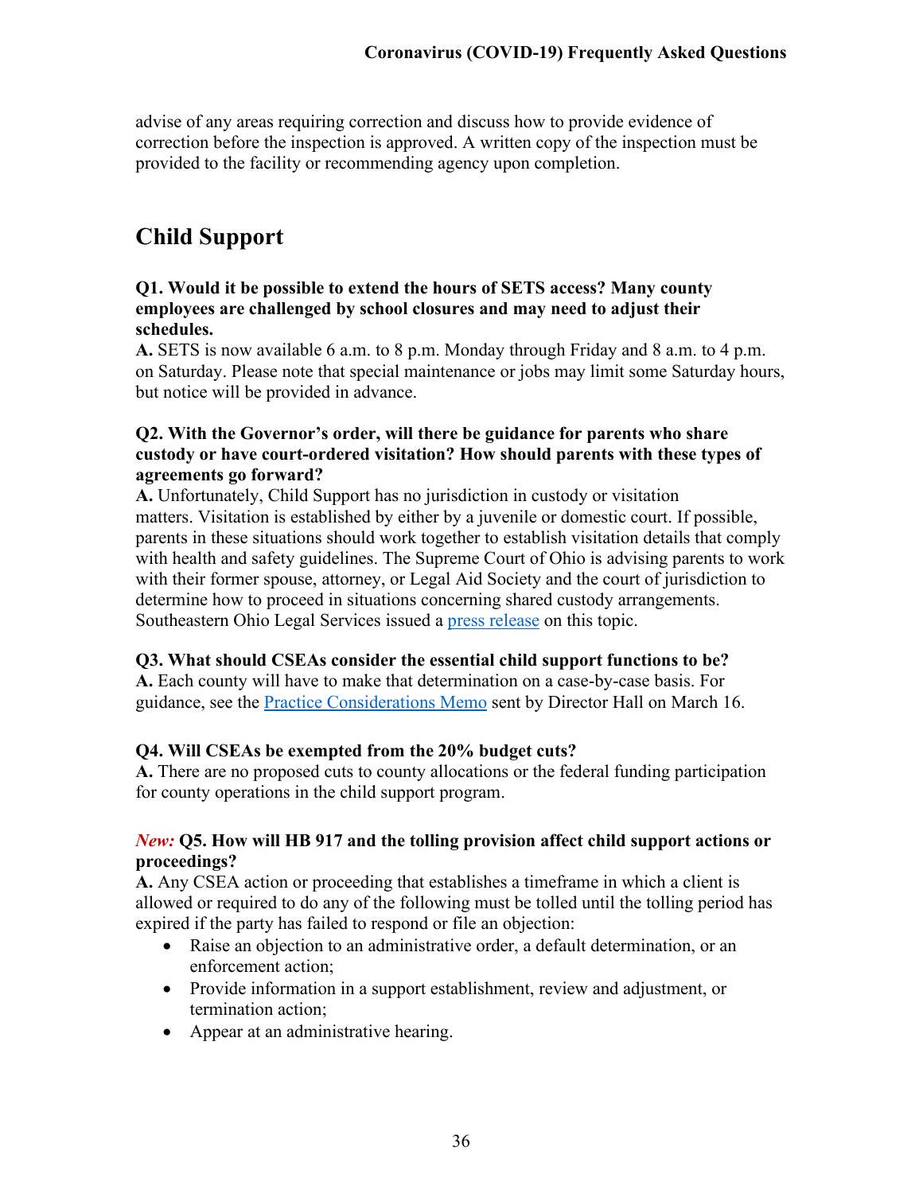advise of any areas requiring correction and discuss how to provide evidence of correction before the inspection is approved. A written copy of the inspection must be provided to the facility or recommending agency upon completion.

## Child Support

**Q1. Would it be possible to extend the hours of SETS access? Many county employees are challenged by school closures and may need to adjust their schedules.**

**A.** SETS is now available 6 a.m. to 8 p.m. Monday through Friday and 8 a.m. to 4 p.m. on Saturday. Please note that special maintenance or jobs may limit some Saturday hours, but notice will be provided in advance.

**Q2. With the Governor's order, will there be guidance for parents who share custody or have court-ordered visitation? How should parents with these types of agreements go forward?**

**A.** Unfortunately, Child Support has no jurisdiction in custody or visitation matters. Visitation is established by either by a juvenile or domestic court. If possible, parents in these situations should work together to establish visitation details that comply with health and safety guidelines. The Supreme Court of Ohio is advising parents to work with their former spouse, attorney, or Legal Aid Society and the court of jurisdiction to determine how to proceed in situations concerning shared custody arrangements. Southeastern Ohio Legal Services issued a press release on this topic.

**Q3. What should CSEAs consider the essential child support functions to be?**

**A.** Each county will have to make that determination on a case-by-case basis. For guidance, see the Practice Considerations Memo sent by Director Hall on March 16.

**Q4. Will CSEAs be exempted from the 20% budget cuts?**

**A.** There are no proposed cuts to county allocations or the federal funding participation for county operations in the child support program.

***New:*** **Q5. How will HB 917 and the tolling provision affect child support actions or proceedings?**

**A.** Any CSEA action or proceeding that establishes a timeframe in which a client is allowed or required to do any of the following must be tolled until the tolling period has expired if the party has failed to respond or file an objection:

- Raise an objection to an administrative order, a default determination, or an enforcement action;
- Provide information in a support establishment, review and adjustment, or termination action;
- Appear at an administrative hearing.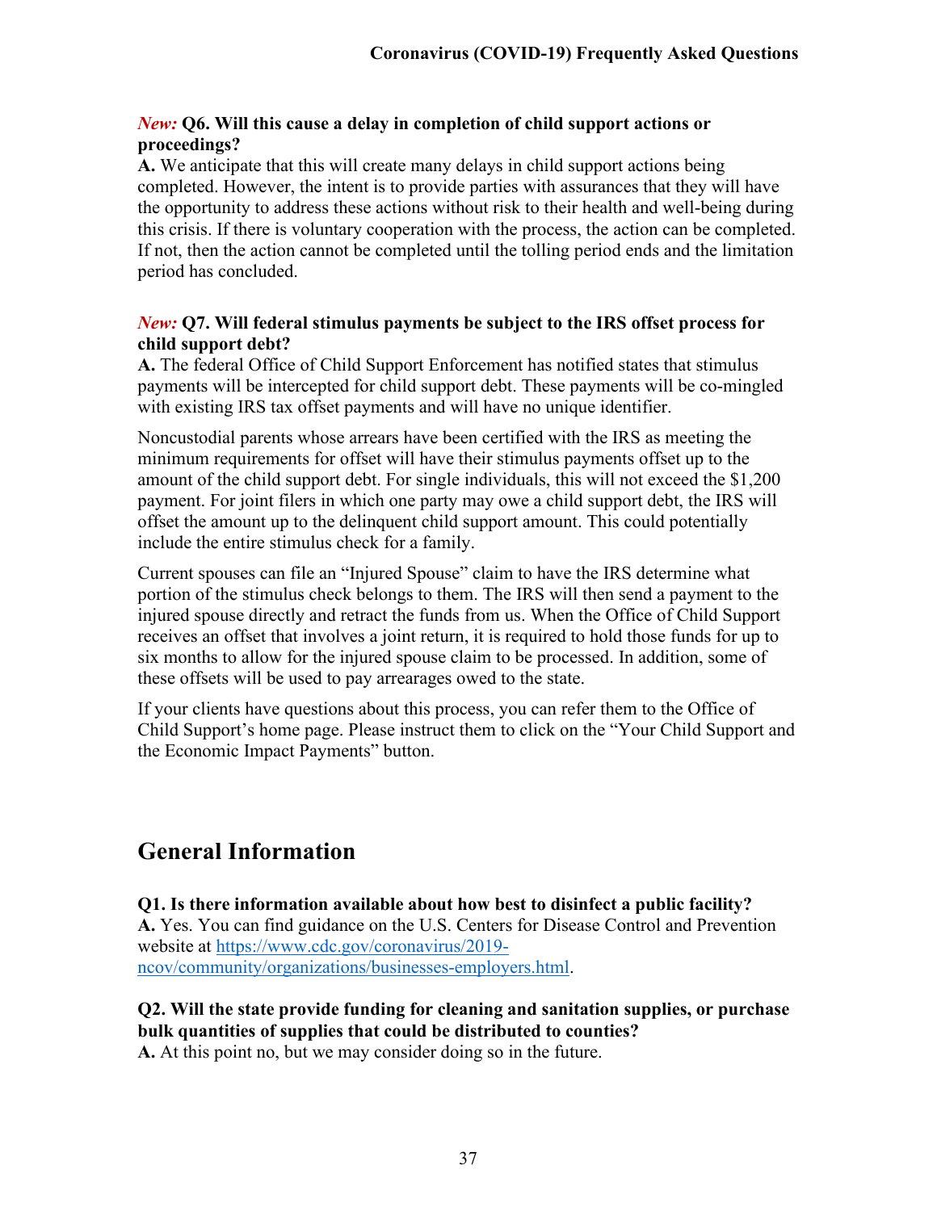***New:*** **Q6. Will this cause a delay in completion of child support actions or proceedings?**

**A.** We anticipate that this will create many delays in child support actions being completed. However, the intent is to provide parties with assurances that they will have the opportunity to address these actions without risk to their health and well-being during this crisis. If there is voluntary cooperation with the process, the action can be completed. If not, then the action cannot be completed until the tolling period ends and the limitation period has concluded.

***New:*** **Q7. Will federal stimulus payments be subject to the IRS offset process for child support debt?**

**A.** The federal Office of Child Support Enforcement has notified states that stimulus payments will be intercepted for child support debt. These payments will be co-mingled with existing IRS tax offset payments and will have no unique identifier.

Noncustodial parents whose arrears have been certified with the IRS as meeting the minimum requirements for offset will have their stimulus payments offset up to the amount of the child support debt. For single individuals, this will not exceed the $1,200 payment. For joint filers in which one party may owe a child support debt, the IRS will offset the amount up to the delinquent child support amount. This could potentially include the entire stimulus check for a family.

Current spouses can file an "Injured Spouse" claim to have the IRS determine what portion of the stimulus check belongs to them. The IRS will then send a payment to the injured spouse directly and retract the funds from us. When the Office of Child Support receives an offset that involves a joint return, it is required to hold those funds for up to six months to allow for the injured spouse claim to be processed. In addition, some of these offsets will be used to pay arrearages owed to the state.

If your clients have questions about this process, you can refer them to the Office of Child Support's home page. Please instruct them to click on the "Your Child Support and the Economic Impact Payments" button.

## General Information

**Q1. Is there information available about how best to disinfect a public facility?**

**A.** Yes. You can find guidance on the U.S. Centers for Disease Control and Prevention website at [https://www.cdc.gov/coronavirus/2019-ncov/community/organizations/businesses-employers.html](https://www.cdc.gov/coronavirus/2019-ncov/community/organizations/businesses-employers.html).

**Q2. Will the state provide funding for cleaning and sanitation supplies, or purchase bulk quantities of supplies that could be distributed to counties?**

**A.** At this point no, but we may consider doing so in the future.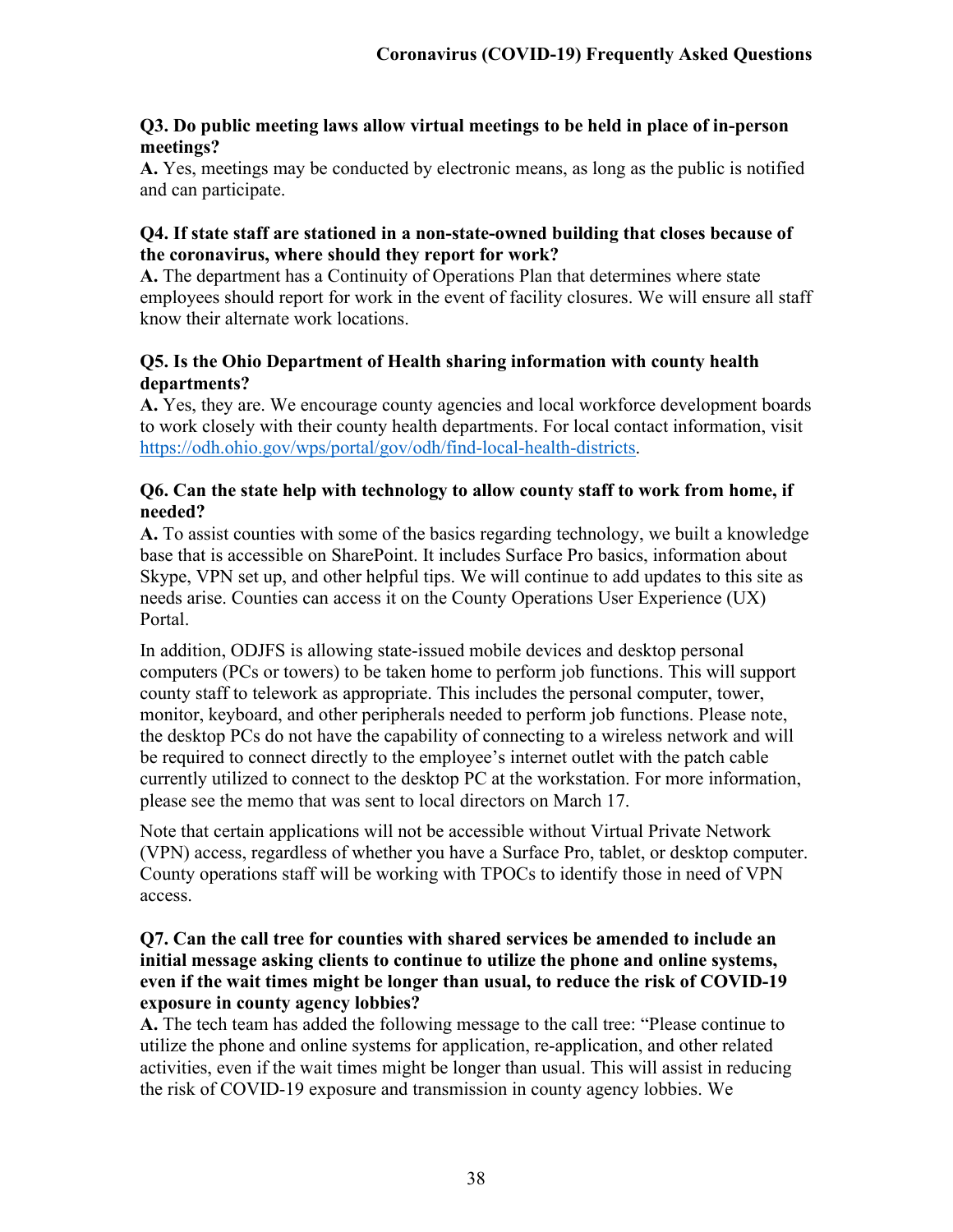**Q3. Do public meeting laws allow virtual meetings to be held in place of in-person meetings?**
**A.** Yes, meetings may be conducted by electronic means, as long as the public is notified and can participate.

**Q4. If state staff are stationed in a non-state-owned building that closes because of the coronavirus, where should they report for work?**
**A.** The department has a Continuity of Operations Plan that determines where state employees should report for work in the event of facility closures. We will ensure all staff know their alternate work locations.

**Q5. Is the Ohio Department of Health sharing information with county health departments?**
**A.** Yes, they are. We encourage county agencies and local workforce development boards to work closely with their county health departments. For local contact information, visit [https://odh.ohio.gov/wps/portal/gov/odh/find-local-health-districts](https://odh.ohio.gov/wps/portal/gov/odh/find-local-health-districts).

**Q6. Can the state help with technology to allow county staff to work from home, if needed?**
**A.** To assist counties with some of the basics regarding technology, we built a knowledge base that is accessible on SharePoint. It includes Surface Pro basics, information about Skype, VPN set up, and other helpful tips. We will continue to add updates to this site as needs arise. Counties can access it on the County Operations User Experience (UX) Portal.

In addition, ODJFS is allowing state-issued mobile devices and desktop personal computers (PCs or towers) to be taken home to perform job functions. This will support county staff to telework as appropriate. This includes the personal computer, tower, monitor, keyboard, and other peripherals needed to perform job functions. Please note, the desktop PCs do not have the capability of connecting to a wireless network and will be required to connect directly to the employee's internet outlet with the patch cable currently utilized to connect to the desktop PC at the workstation. For more information, please see the memo that was sent to local directors on March 17.

Note that certain applications will not be accessible without Virtual Private Network (VPN) access, regardless of whether you have a Surface Pro, tablet, or desktop computer. County operations staff will be working with TPOCs to identify those in need of VPN access.

**Q7. Can the call tree for counties with shared services be amended to include an initial message asking clients to continue to utilize the phone and online systems, even if the wait times might be longer than usual, to reduce the risk of COVID-19 exposure in county agency lobbies?**
**A.** The tech team has added the following message to the call tree: "Please continue to utilize the phone and online systems for application, re-application, and other related activities, even if the wait times might be longer than usual. This will assist in reducing the risk of COVID-19 exposure and transmission in county agency lobbies. We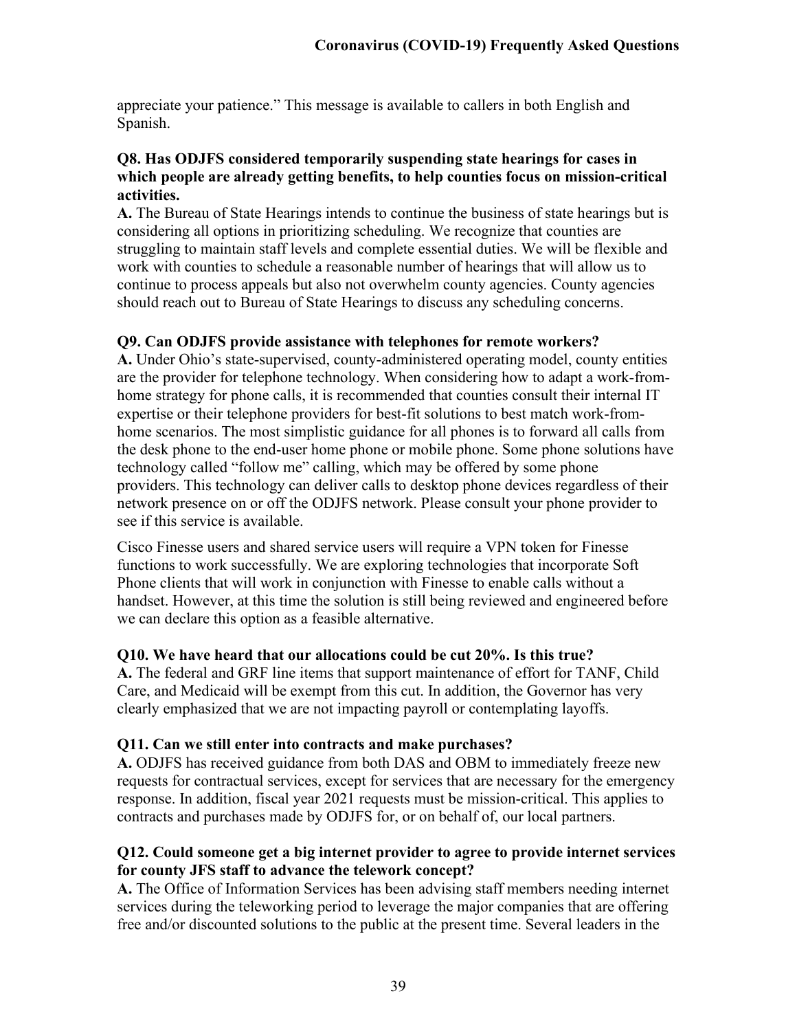appreciate your patience." This message is available to callers in both English and Spanish.

**Q8. Has ODJFS considered temporarily suspending state hearings for cases in which people are already getting benefits, to help counties focus on mission-critical activities.**

**A.** The Bureau of State Hearings intends to continue the business of state hearings but is considering all options in prioritizing scheduling. We recognize that counties are struggling to maintain staff levels and complete essential duties. We will be flexible and work with counties to schedule a reasonable number of hearings that will allow us to continue to process appeals but also not overwhelm county agencies. County agencies should reach out to Bureau of State Hearings to discuss any scheduling concerns.

**Q9. Can ODJFS provide assistance with telephones for remote workers?**

**A.** Under Ohio's state-supervised, county-administered operating model, county entities are the provider for telephone technology. When considering how to adapt a work-from-home strategy for phone calls, it is recommended that counties consult their internal IT expertise or their telephone providers for best-fit solutions to best match work-from-home scenarios. The most simplistic guidance for all phones is to forward all calls from the desk phone to the end-user home phone or mobile phone. Some phone solutions have technology called "follow me" calling, which may be offered by some phone providers. This technology can deliver calls to desktop phone devices regardless of their network presence on or off the ODJFS network. Please consult your phone provider to see if this service is available.

Cisco Finesse users and shared service users will require a VPN token for Finesse functions to work successfully. We are exploring technologies that incorporate Soft Phone clients that will work in conjunction with Finesse to enable calls without a handset. However, at this time the solution is still being reviewed and engineered before we can declare this option as a feasible alternative.

**Q10. We have heard that our allocations could be cut 20%. Is this true?**

**A.** The federal and GRF line items that support maintenance of effort for TANF, Child Care, and Medicaid will be exempt from this cut. In addition, the Governor has very clearly emphasized that we are not impacting payroll or contemplating layoffs.

**Q11. Can we still enter into contracts and make purchases?**

**A.** ODJFS has received guidance from both DAS and OBM to immediately freeze new requests for contractual services, except for services that are necessary for the emergency response. In addition, fiscal year 2021 requests must be mission-critical. This applies to contracts and purchases made by ODJFS for, or on behalf of, our local partners.

**Q12. Could someone get a big internet provider to agree to provide internet services for county JFS staff to advance the telework concept?**

**A.** The Office of Information Services has been advising staff members needing internet services during the teleworking period to leverage the major companies that are offering free and/or discounted solutions to the public at the present time. Several leaders in the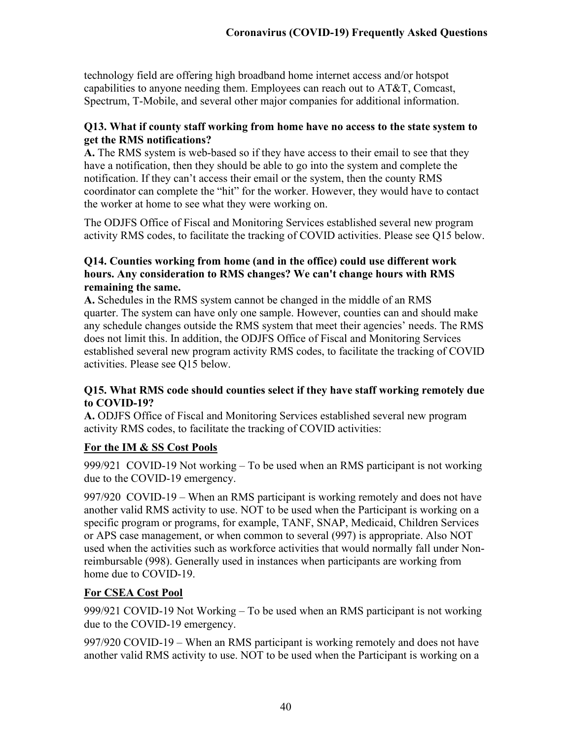technology field are offering high broadband home internet access and/or hotspot capabilities to anyone needing them. Employees can reach out to AT&T, Comcast, Spectrum, T-Mobile, and several other major companies for additional information.

**Q13. What if county staff working from home have no access to the state system to get the RMS notifications?**

**A.** The RMS system is web-based so if they have access to their email to see that they have a notification, then they should be able to go into the system and complete the notification. If they can't access their email or the system, then the county RMS coordinator can complete the "hit" for the worker. However, they would have to contact the worker at home to see what they were working on.

The ODJFS Office of Fiscal and Monitoring Services established several new program activity RMS codes, to facilitate the tracking of COVID activities. Please see Q15 below.

**Q14. Counties working from home (and in the office) could use different work hours. Any consideration to RMS changes? We can't change hours with RMS remaining the same.**

**A.** Schedules in the RMS system cannot be changed in the middle of an RMS quarter. The system can have only one sample. However, counties can and should make any schedule changes outside the RMS system that meet their agencies' needs. The RMS does not limit this. In addition, the ODJFS Office of Fiscal and Monitoring Services established several new program activity RMS codes, to facilitate the tracking of COVID activities. Please see Q15 below.

**Q15. What RMS code should counties select if they have staff working remotely due to COVID-19?**

**A.** ODJFS Office of Fiscal and Monitoring Services established several new program activity RMS codes, to facilitate the tracking of COVID activities:

**<u>For the IM & SS Cost Pools</u>**

999/921 COVID-19 Not working – To be used when an RMS participant is not working due to the COVID-19 emergency.

997/920 COVID-19 – When an RMS participant is working remotely and does not have another valid RMS activity to use. NOT to be used when the Participant is working on a specific program or programs, for example, TANF, SNAP, Medicaid, Children Services or APS case management, or when common to several (997) is appropriate. Also NOT used when the activities such as workforce activities that would normally fall under Non-reimbursable (998). Generally used in instances when participants are working from home due to COVID-19.

**<u>For CSEA Cost Pool</u>**

999/921 COVID-19 Not Working – To be used when an RMS participant is not working due to the COVID-19 emergency.

997/920 COVID-19 – When an RMS participant is working remotely and does not have another valid RMS activity to use. NOT to be used when the Participant is working on a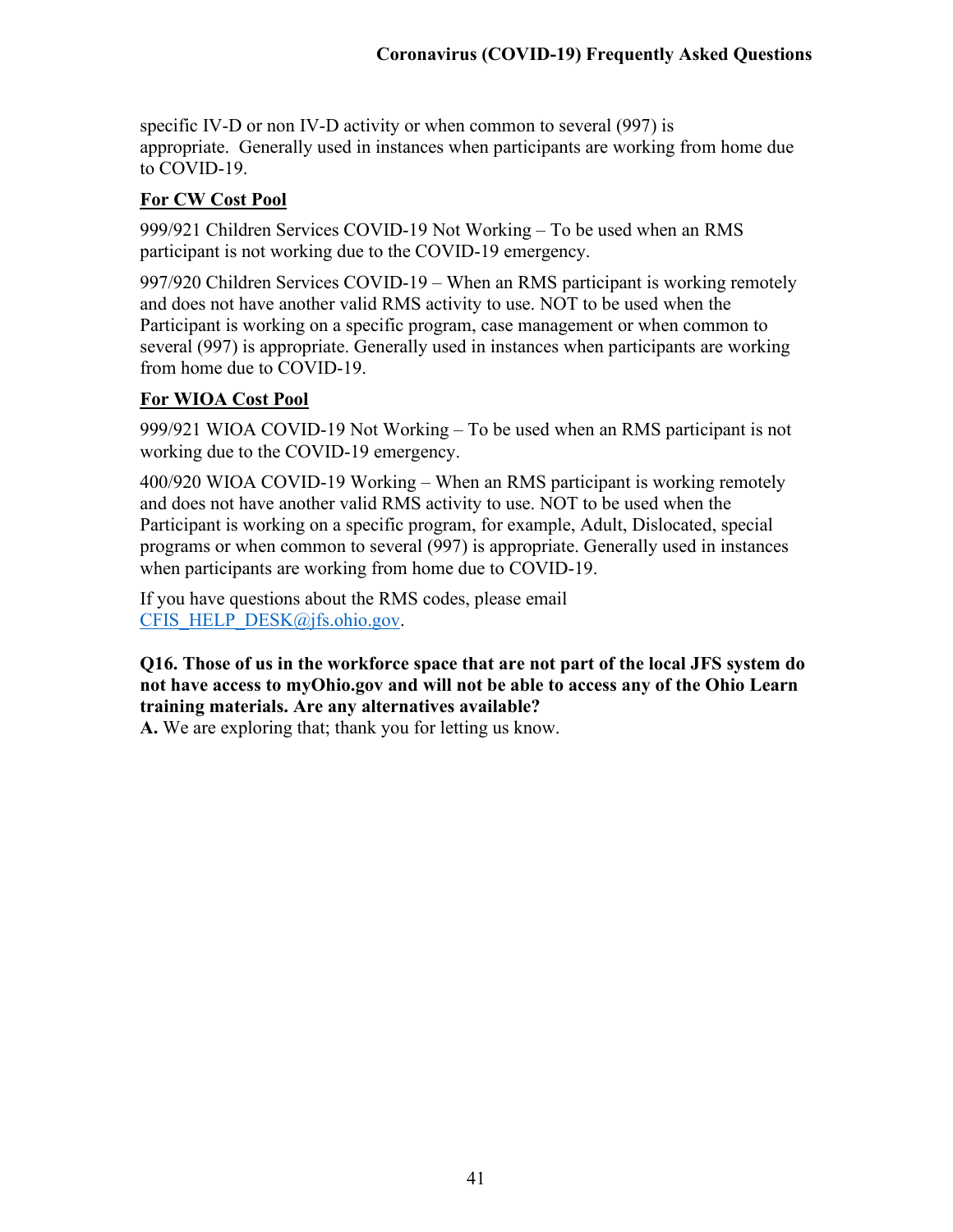specific IV-D or non IV-D activity or when common to several (997) is appropriate. Generally used in instances when participants are working from home due to COVID-19.

**For CW Cost Pool**

999/921 Children Services COVID-19 Not Working – To be used when an RMS participant is not working due to the COVID-19 emergency.

997/920 Children Services COVID-19 – When an RMS participant is working remotely and does not have another valid RMS activity to use. NOT to be used when the Participant is working on a specific program, case management or when common to several (997) is appropriate. Generally used in instances when participants are working from home due to COVID-19.

**For WIOA Cost Pool**

999/921 WIOA COVID-19 Not Working – To be used when an RMS participant is not working due to the COVID-19 emergency.

400/920 WIOA COVID-19 Working – When an RMS participant is working remotely and does not have another valid RMS activity to use. NOT to be used when the Participant is working on a specific program, for example, Adult, Dislocated, special programs or when common to several (997) is appropriate. Generally used in instances when participants are working from home due to COVID-19.

If you have questions about the RMS codes, please email [CFIS_HELP_DESK@jfs.ohio.gov](mailto:CFIS_HELP_DESK@jfs.ohio.gov).

**Q16. Those of us in the workforce space that are not part of the local JFS system do not have access to myOhio.gov and will not be able to access any of the Ohio Learn training materials. Are any alternatives available?**

**A.** We are exploring that; thank you for letting us know.